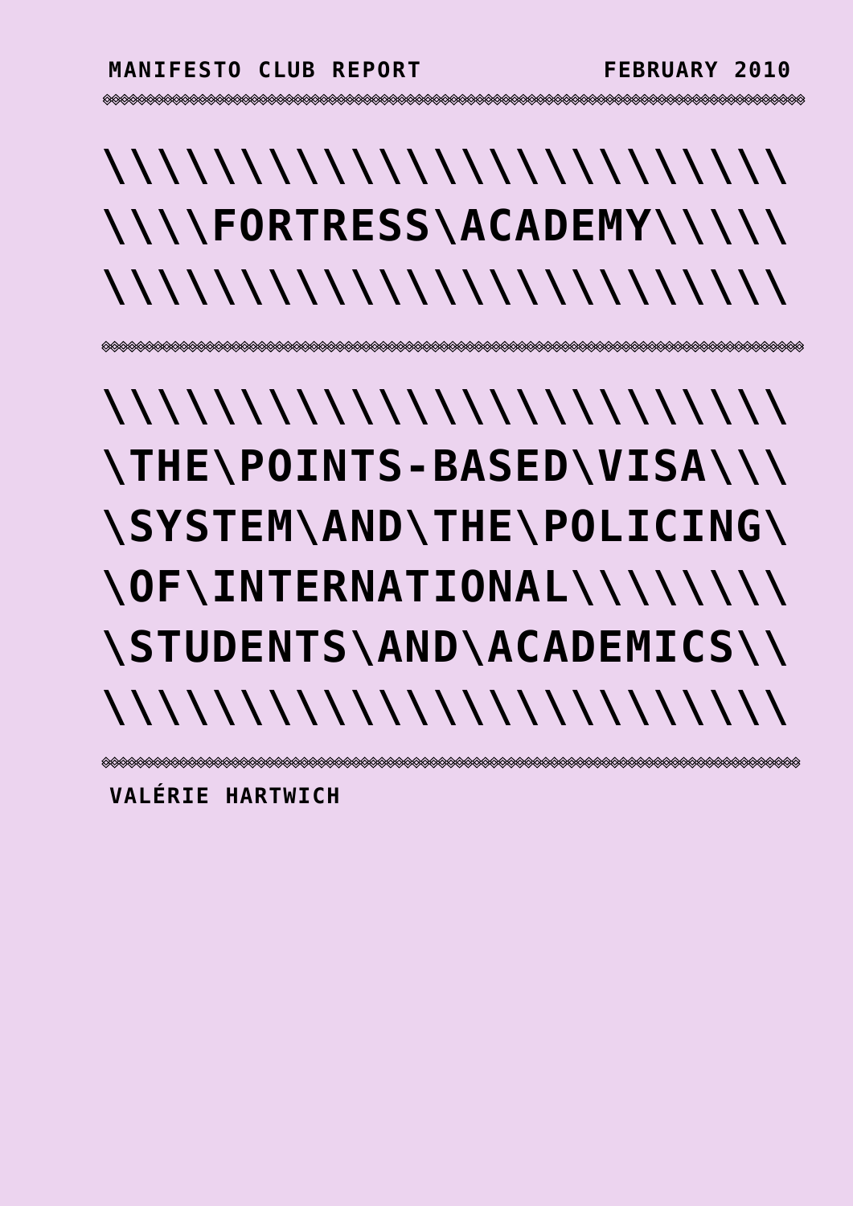MANIFESTO CLUB REPORT FEBRUARY 2010

# FORTRESS ACADEMY

## THE POINTS-BASED VISA SYSTEM AND THE POLICING OF INTERNATIONAL STUDENTS AND ACADEMICS

VALÉRIE HARTWICH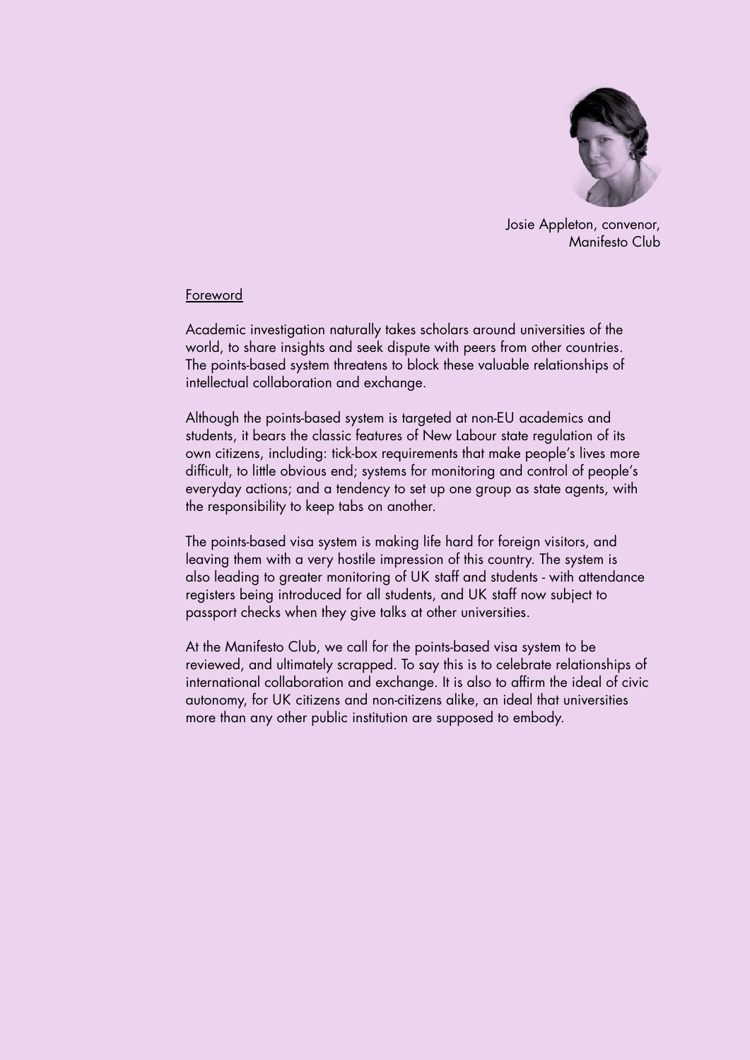Josie Appleton, convenor, Manifesto Club

## Foreword

Academic investigation naturally takes scholars around universities of the world, to share insights and seek dispute with peers from other countries. The points-based system threatens to block these valuable relationships of intellectual collaboration and exchange.

Although the points-based system is targeted at non-EU academics and students, it bears the classic features of New Labour state regulation of its own citizens, including: tick-box requirements that make people's lives more difficult, to little obvious end; systems for monitoring and control of people's everyday actions; and a tendency to set up one group as state agents, with the responsibility to keep tabs on another.

The points-based visa system is making life hard for foreign visitors, and leaving them with a very hostile impression of this country. The system is also leading to greater monitoring of UK staff and students - with attendance registers being introduced for all students, and UK staff now subject to passport checks when they give talks at other universities.

At the Manifesto Club, we call for the points-based visa system to be reviewed, and ultimately scrapped. To say this is to celebrate relationships of international collaboration and exchange. It is also to affirm the ideal of civic autonomy, for UK citizens and non-citizens alike, an ideal that universities more than any other public institution are supposed to embody.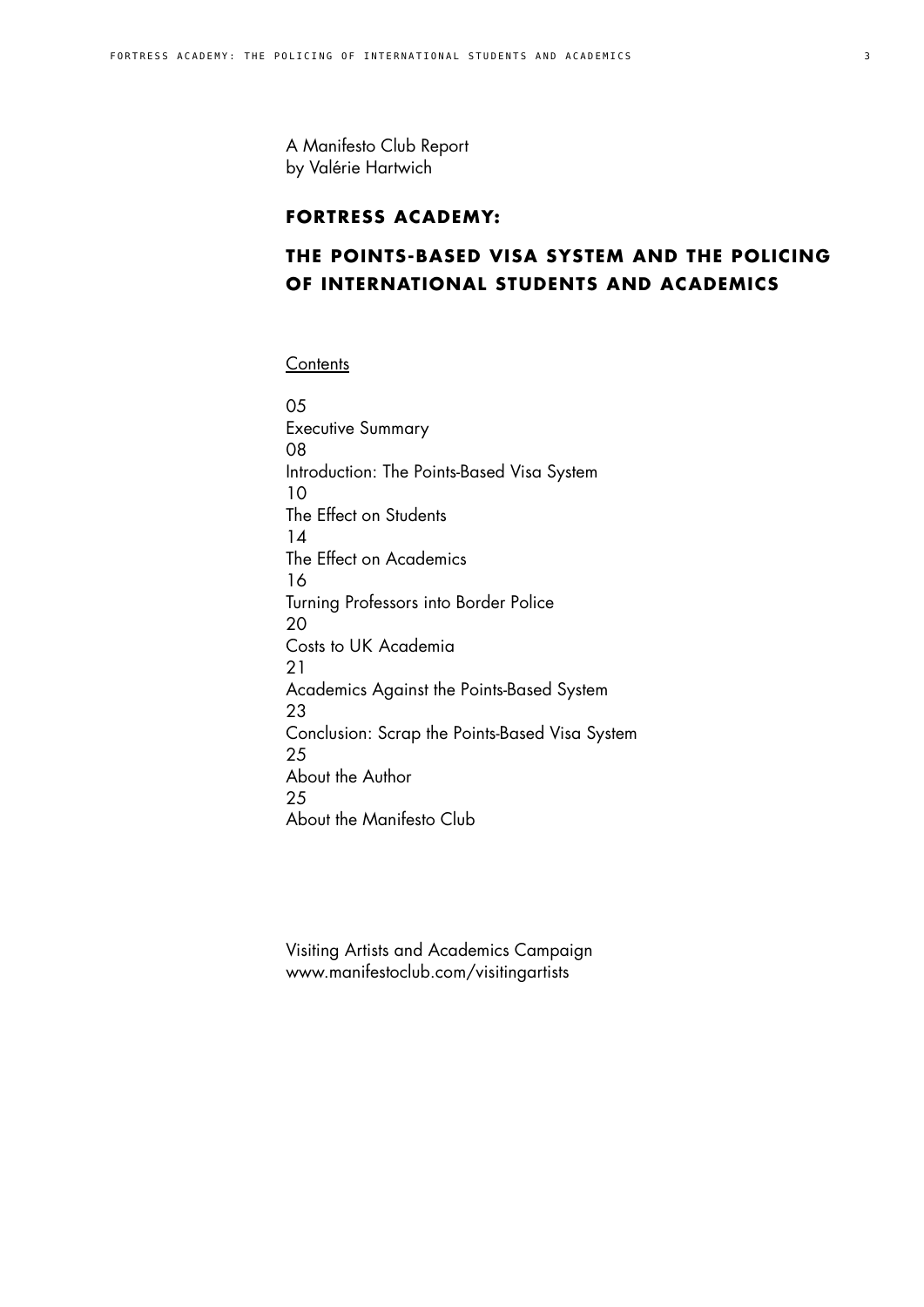A Manifesto Club Report
by Valérie Hartwich

# FORTRESS ACADEMY:

# THE POINTS-BASED VISA SYSTEM AND THE POLICING OF INTERNATIONAL STUDENTS AND ACADEMICS

## Contents

05
Executive Summary
08
Introduction: The Points-Based Visa System
10
The Effect on Students
14
The Effect on Academics
16
Turning Professors into Border Police
20
Costs to UK Academia
21
Academics Against the Points-Based System
23
Conclusion: Scrap the Points-Based Visa System
25
About the Author
25
About the Manifesto Club

Visiting Artists and Academics Campaign
www.manifestoclub.com/visitingartists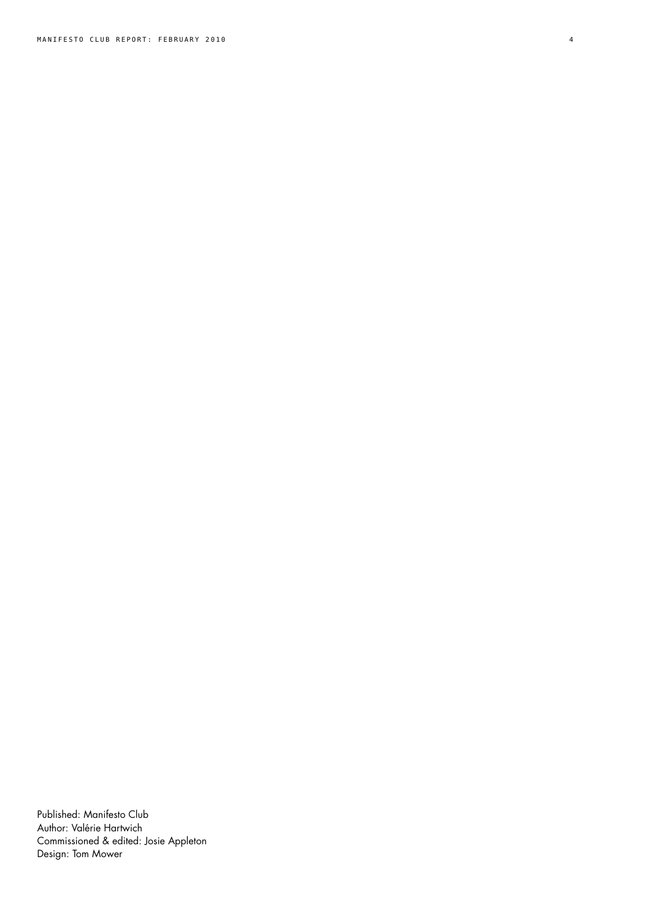Published: Manifesto Club
Author: Valérie Hartwich
Commissioned & edited: Josie Appleton
Design: Tom Mower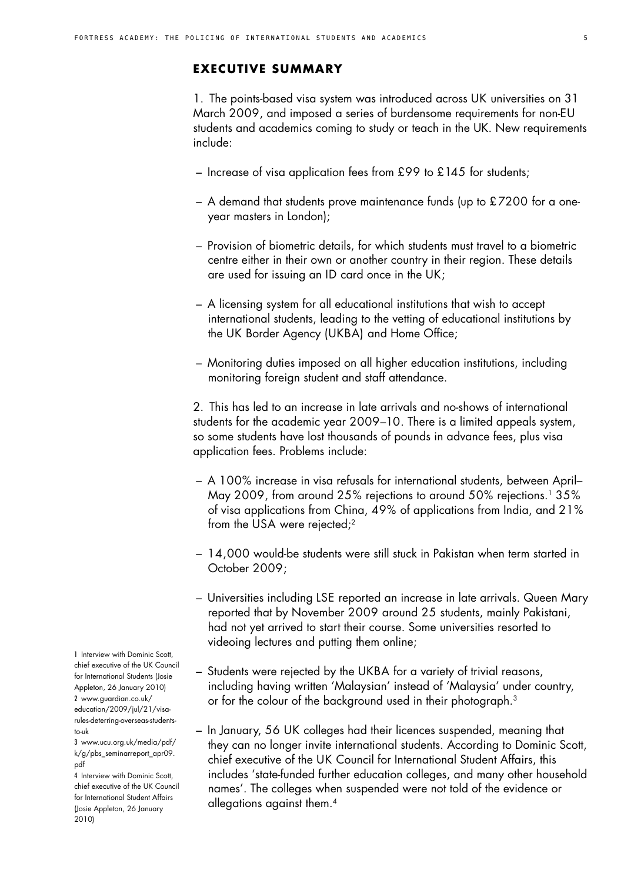## EXECUTIVE SUMMARY

1. The points-based visa system was introduced across UK universities on 31 March 2009, and imposed a series of burdensome requirements for non-EU students and academics coming to study or teach in the UK. New requirements include:

– Increase of visa application fees from £99 to £145 for students;

– A demand that students prove maintenance funds (up to £7200 for a one-year masters in London);

– Provision of biometric details, for which students must travel to a biometric centre either in their own or another country in their region. These details are used for issuing an ID card once in the UK;

– A licensing system for all educational institutions that wish to accept international students, leading to the vetting of educational institutions by the UK Border Agency (UKBA) and Home Office;

– Monitoring duties imposed on all higher education institutions, including monitoring foreign student and staff attendance.

2. This has led to an increase in late arrivals and no-shows of international students for the academic year 2009–10. There is a limited appeals system, so some students have lost thousands of pounds in advance fees, plus visa application fees. Problems include:

– A 100% increase in visa refusals for international students, between April–May 2009, from around 25% rejections to around 50% rejections.[1] 35% of visa applications from China, 49% of applications from India, and 21% from the USA were rejected;[2]

– 14,000 would-be students were still stuck in Pakistan when term started in October 2009;

– Universities including LSE reported an increase in late arrivals. Queen Mary reported that by November 2009 around 25 students, mainly Pakistani, had not yet arrived to start their course. Some universities resorted to videoing lectures and putting them online;

– Students were rejected by the UKBA for a variety of trivial reasons, including having written 'Malaysian' instead of 'Malaysia' under country, or for the colour of the background used in their photograph.[3]

– In January, 56 UK colleges had their licences suspended, meaning that they can no longer invite international students. According to Dominic Scott, chief executive of the UK Council for International Student Affairs, this includes 'state-funded further education colleges, and many other household names'. The colleges when suspended were not told of the evidence or allegations against them.[4]

1 Interview with Dominic Scott, chief executive of the UK Council for International Students (Josie Appleton, 26 January 2010)

2 www.guardian.co.uk/education/2009/jul/21/visa-rules-deterring-overseas-students-to-uk

3 www.ucu.org.uk/media/pdf/k/g/pbs_seminarreport_apr09.pdf

4 Interview with Dominic Scott, chief executive of the UK Council for International Student Affairs (Josie Appleton, 26 January 2010)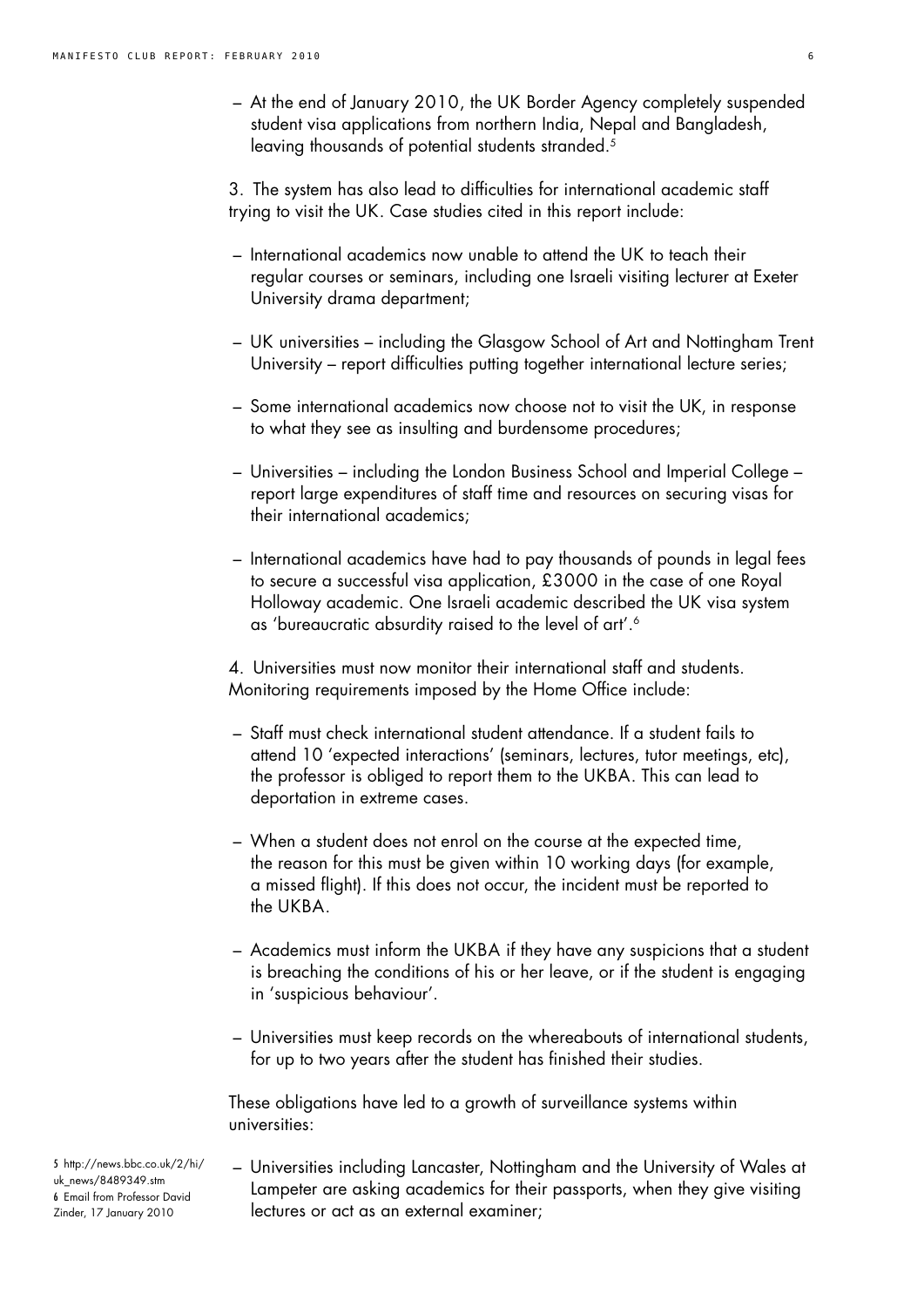– At the end of January 2010, the UK Border Agency completely suspended student visa applications from northern India, Nepal and Bangladesh, leaving thousands of potential students stranded.[5]

3. The system has also lead to difficulties for international academic staff trying to visit the UK. Case studies cited in this report include:

– International academics now unable to attend the UK to teach their regular courses or seminars, including one Israeli visiting lecturer at Exeter University drama department;

– UK universities – including the Glasgow School of Art and Nottingham Trent University – report difficulties putting together international lecture series;

– Some international academics now choose not to visit the UK, in response to what they see as insulting and burdensome procedures;

– Universities – including the London Business School and Imperial College – report large expenditures of staff time and resources on securing visas for their international academics;

– International academics have had to pay thousands of pounds in legal fees to secure a successful visa application, £3000 in the case of one Royal Holloway academic. One Israeli academic described the UK visa system as 'bureaucratic absurdity raised to the level of art'.[6]

4. Universities must now monitor their international staff and students. Monitoring requirements imposed by the Home Office include:

– Staff must check international student attendance. If a student fails to attend 10 'expected interactions' (seminars, lectures, tutor meetings, etc), the professor is obliged to report them to the UKBA. This can lead to deportation in extreme cases.

– When a student does not enrol on the course at the expected time, the reason for this must be given within 10 working days (for example, a missed flight). If this does not occur, the incident must be reported to the UKBA.

– Academics must inform the UKBA if they have any suspicions that a student is breaching the conditions of his or her leave, or if the student is engaging in 'suspicious behaviour'.

– Universities must keep records on the whereabouts of international students, for up to two years after the student has finished their studies.

These obligations have led to a growth of surveillance systems within universities:

– Universities including Lancaster, Nottingham and the University of Wales at Lampeter are asking academics for their passports, when they give visiting lectures or act as an external examiner;

5 http://news.bbc.co.uk/2/hi/uk_news/8489349.stm
6 Email from Professor David Zinder, 17 January 2010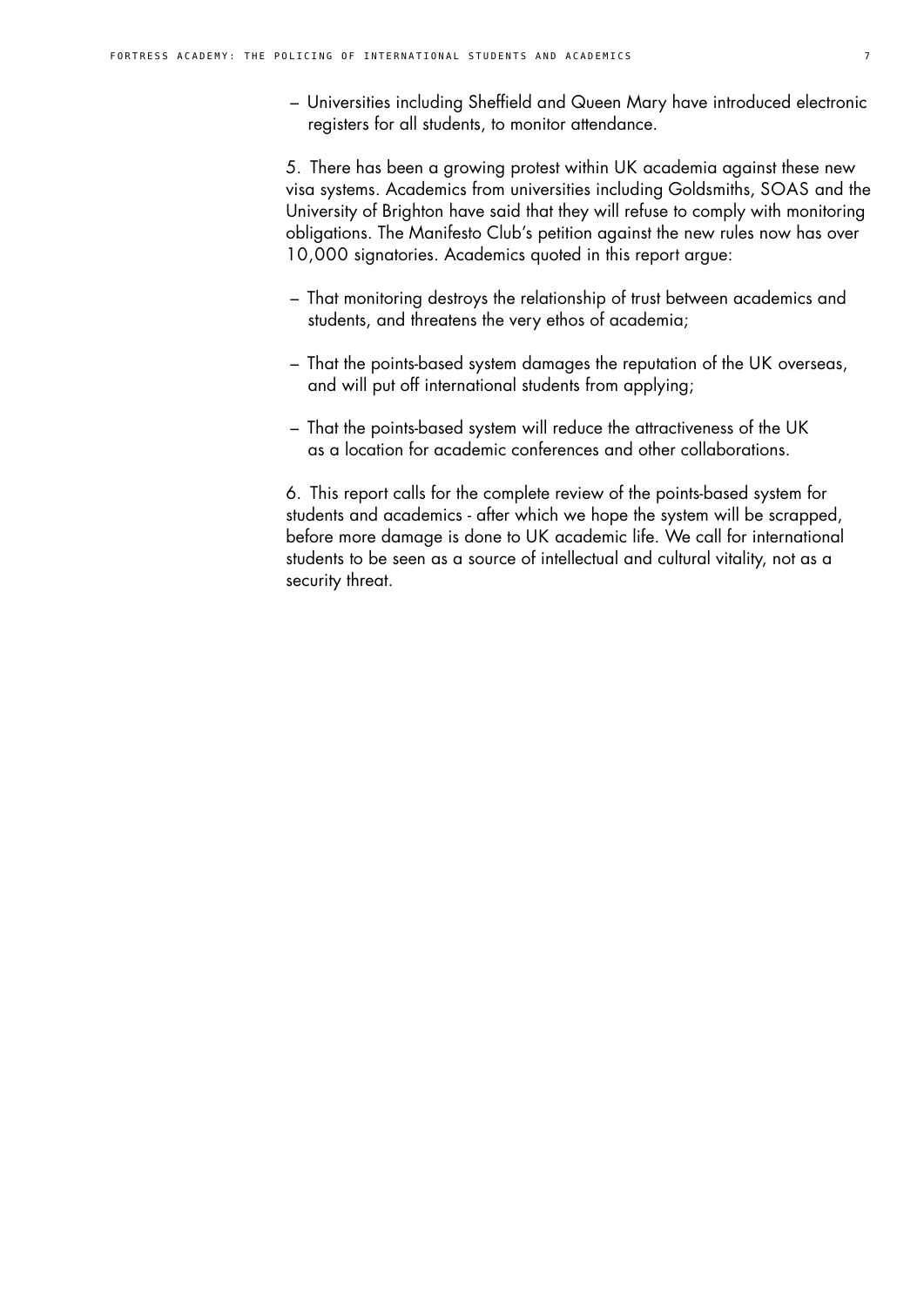– Universities including Sheffield and Queen Mary have introduced electronic registers for all students, to monitor attendance.

5. There has been a growing protest within UK academia against these new visa systems. Academics from universities including Goldsmiths, SOAS and the University of Brighton have said that they will refuse to comply with monitoring obligations. The Manifesto Club's petition against the new rules now has over 10,000 signatories. Academics quoted in this report argue:

– That monitoring destroys the relationship of trust between academics and students, and threatens the very ethos of academia;

– That the points-based system damages the reputation of the UK overseas, and will put off international students from applying;

– That the points-based system will reduce the attractiveness of the UK as a location for academic conferences and other collaborations.

6. This report calls for the complete review of the points-based system for students and academics - after which we hope the system will be scrapped, before more damage is done to UK academic life. We call for international students to be seen as a source of intellectual and cultural vitality, not as a security threat.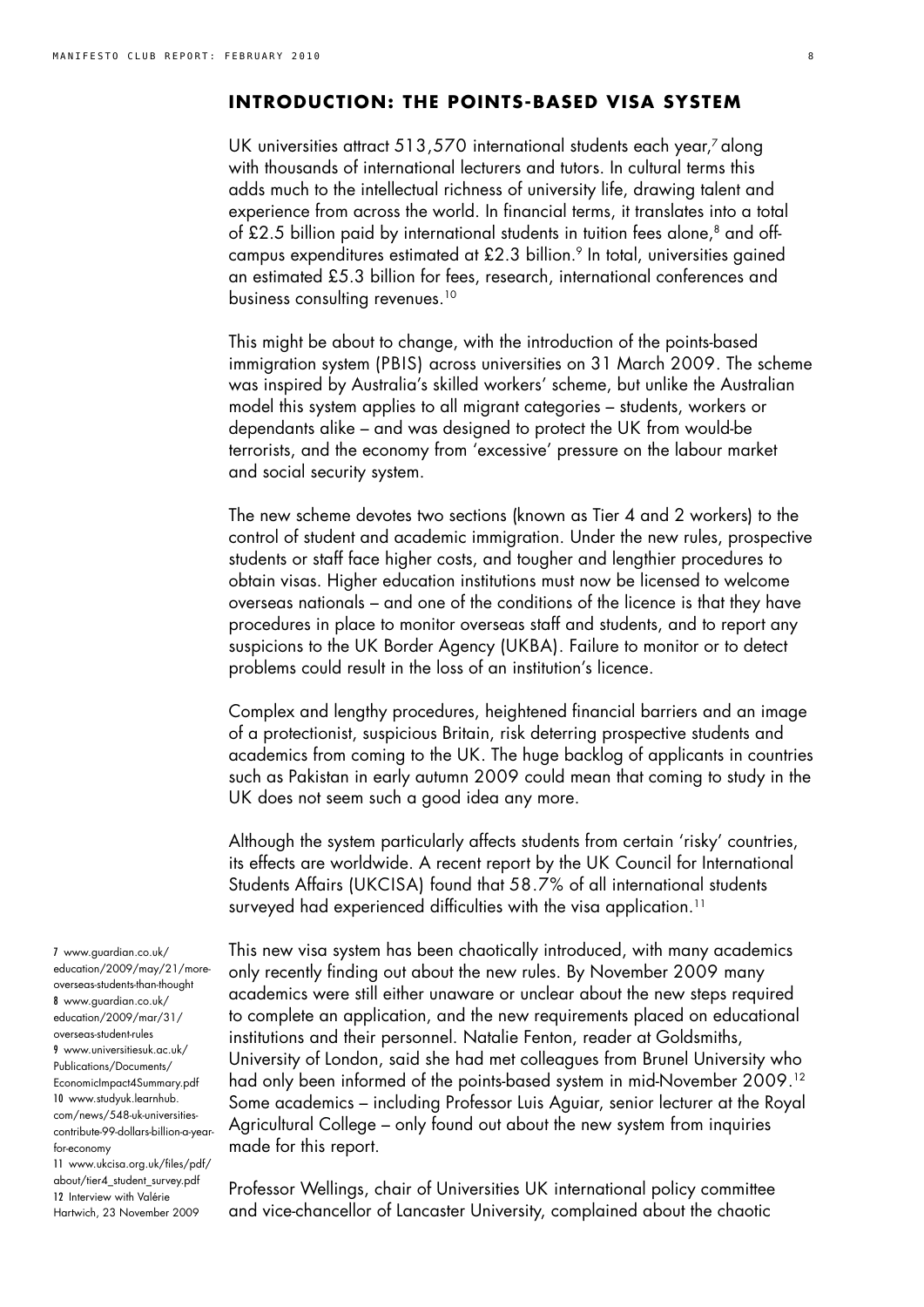## INTRODUCTION: THE POINTS-BASED VISA SYSTEM

UK universities attract 513,570 international students each year,[7] along with thousands of international lecturers and tutors. In cultural terms this adds much to the intellectual richness of university life, drawing talent and experience from across the world. In financial terms, it translates into a total of £2.5 billion paid by international students in tuition fees alone,[8] and off-campus expenditures estimated at £2.3 billion.[9] In total, universities gained an estimated £5.3 billion for fees, research, international conferences and business consulting revenues.[10]

This might be about to change, with the introduction of the points-based immigration system (PBIS) across universities on 31 March 2009. The scheme was inspired by Australia's skilled workers' scheme, but unlike the Australian model this system applies to all migrant categories – students, workers or dependants alike – and was designed to protect the UK from would-be terrorists, and the economy from 'excessive' pressure on the labour market and social security system.

The new scheme devotes two sections (known as Tier 4 and 2 workers) to the control of student and academic immigration. Under the new rules, prospective students or staff face higher costs, and tougher and lengthier procedures to obtain visas. Higher education institutions must now be licensed to welcome overseas nationals – and one of the conditions of the licence is that they have procedures in place to monitor overseas staff and students, and to report any suspicions to the UK Border Agency (UKBA). Failure to monitor or to detect problems could result in the loss of an institution's licence.

Complex and lengthy procedures, heightened financial barriers and an image of a protectionist, suspicious Britain, risk deterring prospective students and academics from coming to the UK. The huge backlog of applicants in countries such as Pakistan in early autumn 2009 could mean that coming to study in the UK does not seem such a good idea any more.

Although the system particularly affects students from certain 'risky' countries, its effects are worldwide. A recent report by the UK Council for International Students Affairs (UKCISA) found that 58.7% of all international students surveyed had experienced difficulties with the visa application.[11]

This new visa system has been chaotically introduced, with many academics only recently finding out about the new rules. By November 2009 many academics were still either unaware or unclear about the new steps required to complete an application, and the new requirements placed on educational institutions and their personnel. Natalie Fenton, reader at Goldsmiths, University of London, said she had met colleagues from Brunel University who had only been informed of the points-based system in mid-November 2009.[12] Some academics – including Professor Luis Aguiar, senior lecturer at the Royal Agricultural College – only found out about the new system from inquiries made for this report.

Professor Wellings, chair of Universities UK international policy committee and vice-chancellor of Lancaster University, complained about the chaotic

7 www.guardian.co.uk/education/2009/may/21/more-overseas-students-than-thought
8 www.guardian.co.uk/education/2009/mar/31/overseas-student-rules
9 www.universitiesuk.ac.uk/Publications/Documents/EconomicImpact4Summary.pdf
10 www.studyuk.learnhub.com/news/548-uk-universities-contribute-99-dollars-billion-a-year-for-economy
11 www.ukcisa.org.uk/files/pdf/about/tier4_student_survey.pdf
12 Interview with Valérie Hartwich, 23 November 2009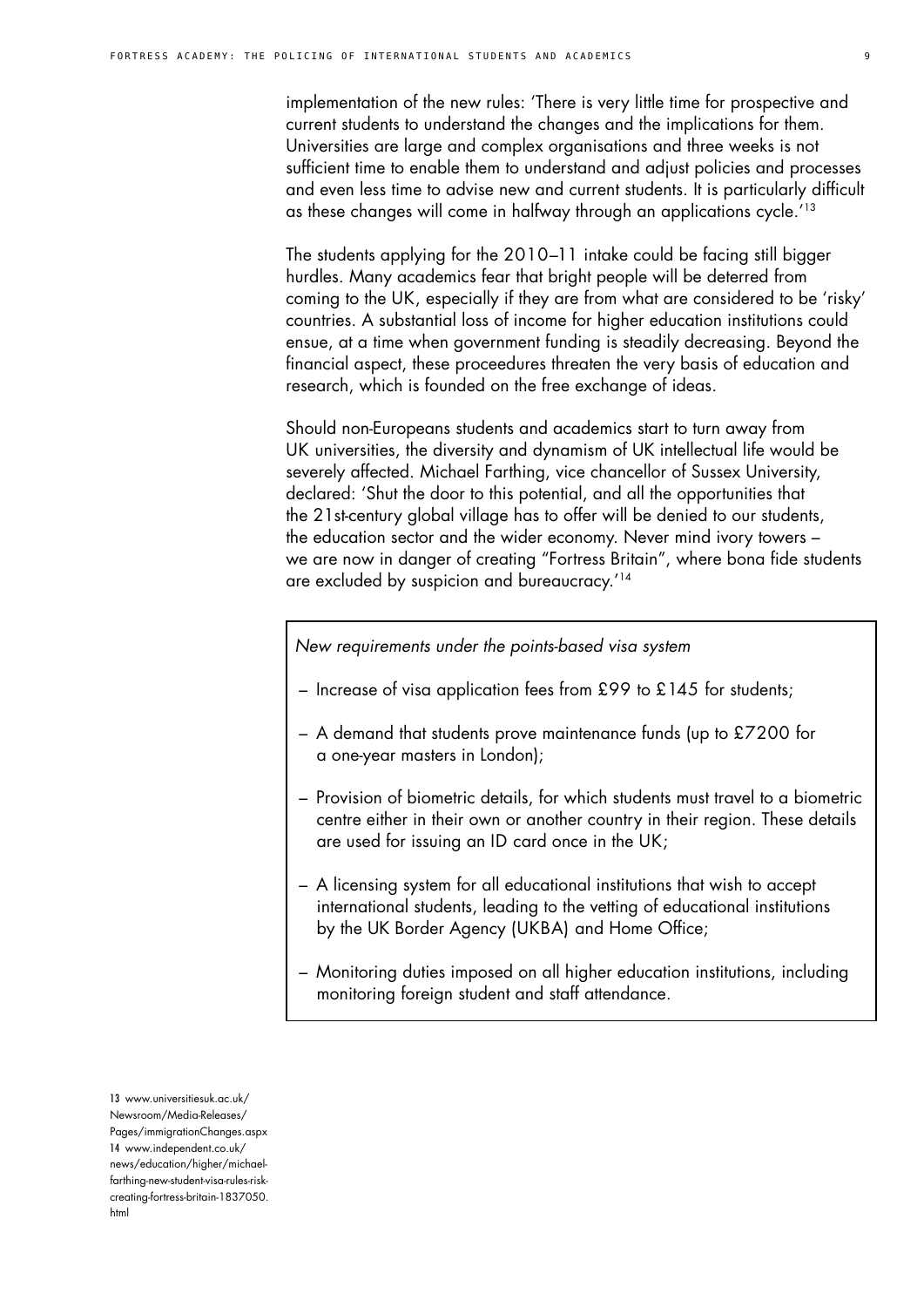implementation of the new rules: 'There is very little time for prospective and current students to understand the changes and the implications for them. Universities are large and complex organisations and three weeks is not sufficient time to enable them to understand and adjust policies and processes and even less time to advise new and current students. It is particularly difficult as these changes will come in halfway through an applications cycle.'[13]

The students applying for the 2010–11 intake could be facing still bigger hurdles. Many academics fear that bright people will be deterred from coming to the UK, especially if they are from what are considered to be 'risky' countries. A substantial loss of income for higher education institutions could ensue, at a time when government funding is steadily decreasing. Beyond the financial aspect, these proceedures threaten the very basis of education and research, which is founded on the free exchange of ideas.

Should non-Europeans students and academics start to turn away from UK universities, the diversity and dynamism of UK intellectual life would be severely affected. Michael Farthing, vice chancellor of Sussex University, declared: 'Shut the door to this potential, and all the opportunities that the 21st-century global village has to offer will be denied to our students, the education sector and the wider economy. Never mind ivory towers – we are now in danger of creating "Fortress Britain", where bona fide students are excluded by suspicion and bureaucracy.'[14]

*New requirements under the points-based visa system*

- Increase of visa application fees from £99 to £145 for students;
- A demand that students prove maintenance funds (up to £7200 for a one-year masters in London);
- Provision of biometric details, for which students must travel to a biometric centre either in their own or another country in their region. These details are used for issuing an ID card once in the UK;
- A licensing system for all educational institutions that wish to accept international students, leading to the vetting of educational institutions by the UK Border Agency (UKBA) and Home Office;
- Monitoring duties imposed on all higher education institutions, including monitoring foreign student and staff attendance.

13 www.universitiesuk.ac.uk/Newsroom/Media-Releases/Pages/immigrationChanges.aspx

14 www.independent.co.uk/news/education/higher/michael-farthing-new-student-visa-rules-risk-creating-fortress-britain-1837050.html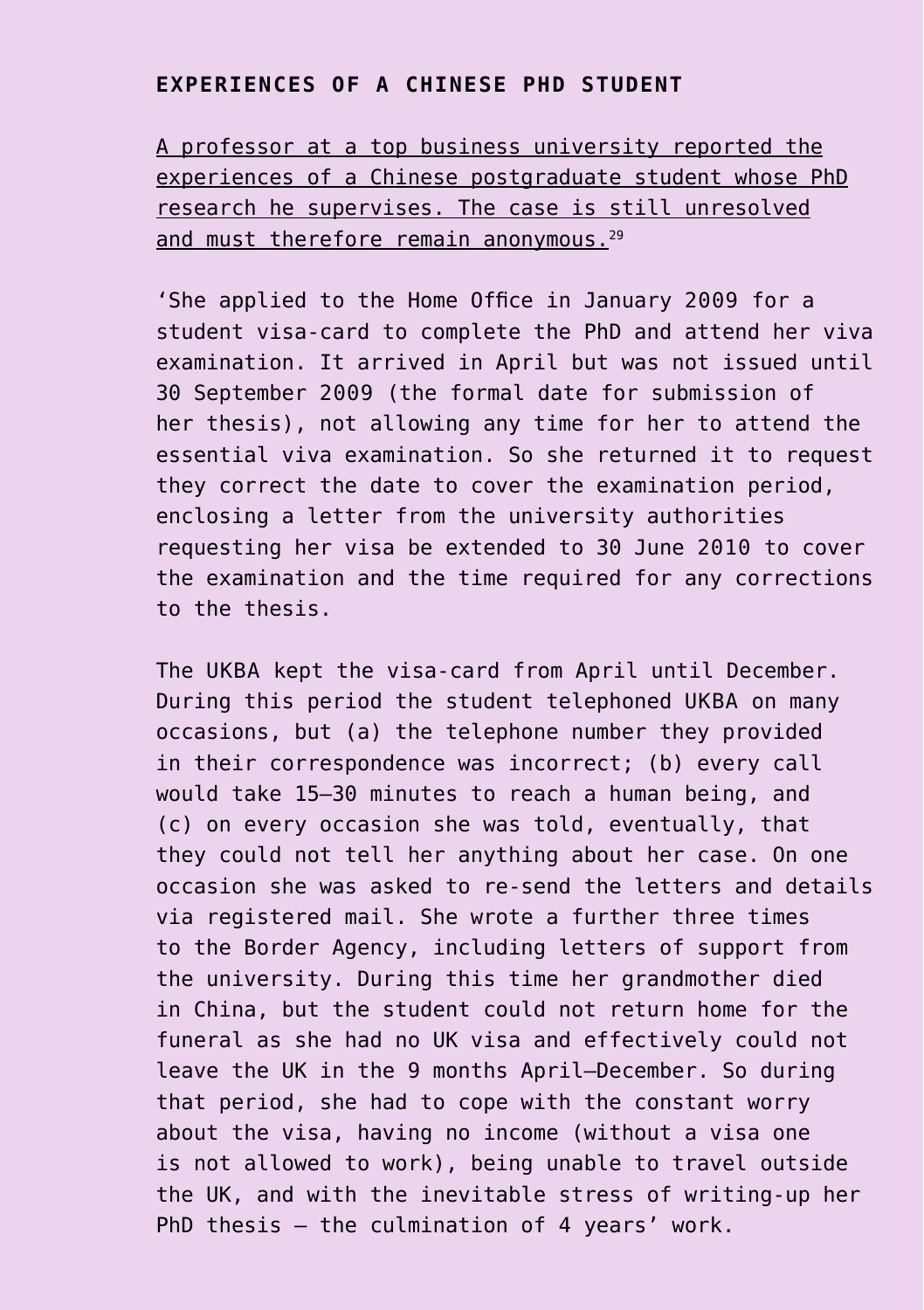## EXPERIENCES OF A CHINESE PHD STUDENT

A professor at a top business university reported the experiences of a Chinese postgraduate student whose PhD research he supervises. The case is still unresolved and must therefore remain anonymous.[29]

'She applied to the Home Office in January 2009 for a student visa-card to complete the PhD and attend her viva examination. It arrived in April but was not issued until 30 September 2009 (the formal date for submission of her thesis), not allowing any time for her to attend the essential viva examination. So she returned it to request they correct the date to cover the examination period, enclosing a letter from the university authorities requesting her visa be extended to 30 June 2010 to cover the examination and the time required for any corrections to the thesis.

The UKBA kept the visa-card from April until December. During this period the student telephoned UKBA on many occasions, but (a) the telephone number they provided in their correspondence was incorrect; (b) every call would take 15–30 minutes to reach a human being, and (c) on every occasion she was told, eventually, that they could not tell her anything about her case. On one occasion she was asked to re-send the letters and details via registered mail. She wrote a further three times to the Border Agency, including letters of support from the university. During this time her grandmother died in China, but the student could not return home for the funeral as she had no UK visa and effectively could not leave the UK in the 9 months April–December. So during that period, she had to cope with the constant worry about the visa, having no income (without a visa one is not allowed to work), being unable to travel outside the UK, and with the inevitable stress of writing-up her PhD thesis – the culmination of 4 years' work.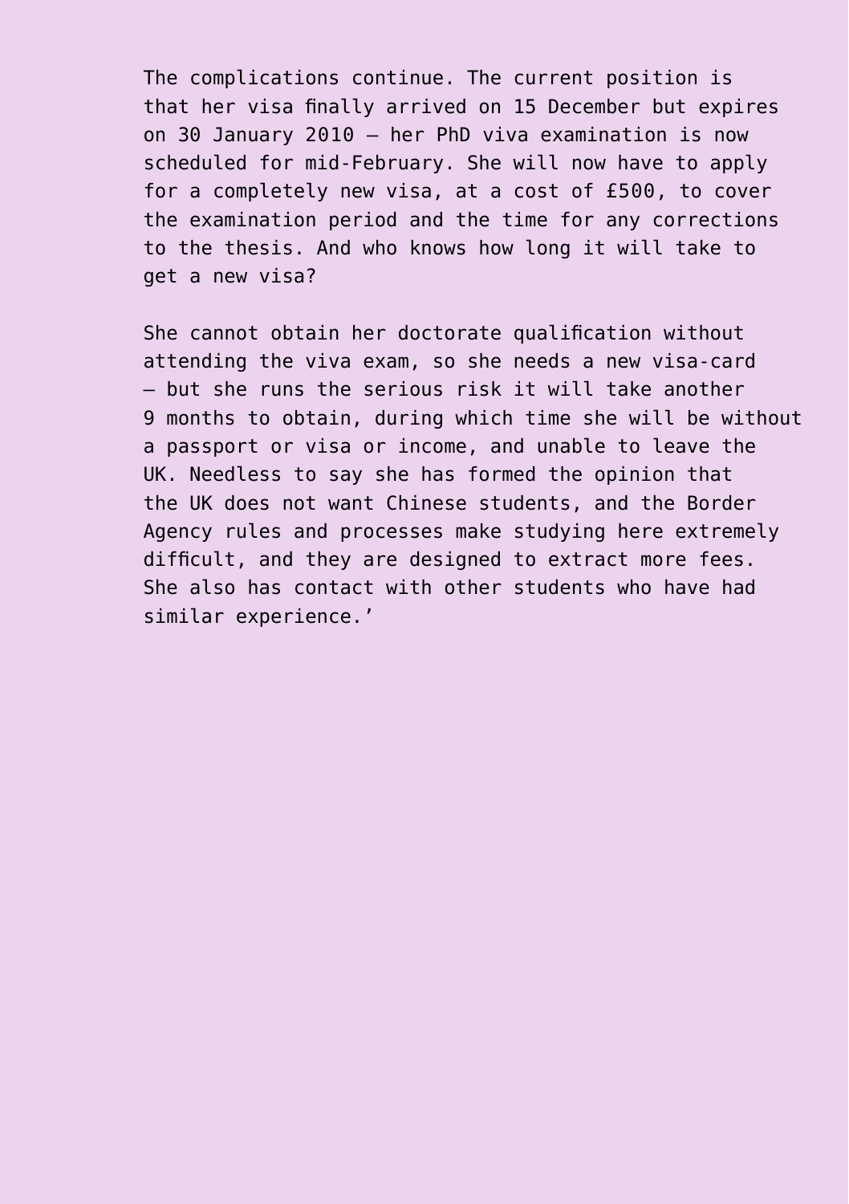The complications continue. The current position is that her visa finally arrived on 15 December but expires on 30 January 2010 – her PhD viva examination is now scheduled for mid-February. She will now have to apply for a completely new visa, at a cost of £500, to cover the examination period and the time for any corrections to the thesis. And who knows how long it will take to get a new visa?

She cannot obtain her doctorate qualification without attending the viva exam, so she needs a new visa-card – but she runs the serious risk it will take another 9 months to obtain, during which time she will be without a passport or visa or income, and unable to leave the UK. Needless to say she has formed the opinion that the UK does not want Chinese students, and the Border Agency rules and processes make studying here extremely difficult, and they are designed to extract more fees. She also has contact with other students who have had similar experience.'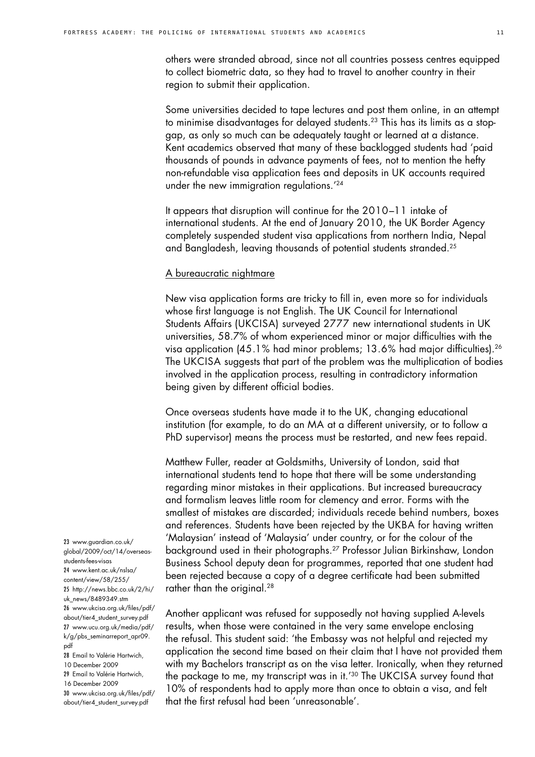others were stranded abroad, since not all countries possess centres equipped to collect biometric data, so they had to travel to another country in their region to submit their application.

Some universities decided to tape lectures and post them online, in an attempt to minimise disadvantages for delayed students.[23] This has its limits as a stop-gap, as only so much can be adequately taught or learned at a distance. Kent academics observed that many of these backlogged students had 'paid thousands of pounds in advance payments of fees, not to mention the hefty non-refundable visa application fees and deposits in UK accounts required under the new immigration regulations.'[24]

It appears that disruption will continue for the 2010–11 intake of international students. At the end of January 2010, the UK Border Agency completely suspended student visa applications from northern India, Nepal and Bangladesh, leaving thousands of potential students stranded.[25]

### A bureaucratic nightmare

New visa application forms are tricky to fill in, even more so for individuals whose first language is not English. The UK Council for International Students Affairs (UKCISA) surveyed 2777 new international students in UK universities, 58.7% of whom experienced minor or major difficulties with the visa application (45.1% had minor problems; 13.6% had major difficulties).[26] The UKCISA suggests that part of the problem was the multiplication of bodies involved in the application process, resulting in contradictory information being given by different official bodies.

Once overseas students have made it to the UK, changing educational institution (for example, to do an MA at a different university, or to follow a PhD supervisor) means the process must be restarted, and new fees repaid.

Matthew Fuller, reader at Goldsmiths, University of London, said that international students tend to hope that there will be some understanding regarding minor mistakes in their applications. But increased bureaucracy and formalism leaves little room for clemency and error. Forms with the smallest of mistakes are discarded; individuals recede behind numbers, boxes and references. Students have been rejected by the UKBA for having written 'Malaysian' instead of 'Malaysia' under country, or for the colour of the background used in their photographs.[27] Professor Julian Birkinshaw, London Business School deputy dean for programmes, reported that one student had been rejected because a copy of a degree certificate had been submitted rather than the original.[28]

Another applicant was refused for supposedly not having supplied A-levels results, when those were contained in the very same envelope enclosing the refusal. This student said: 'the Embassy was not helpful and rejected my application the second time based on their claim that I have not provided them with my Bachelors transcript as on the visa letter. Ironically, when they returned the package to me, my transcript was in it.'[30] The UKCISA survey found that 10% of respondents had to apply more than once to obtain a visa, and felt that the first refusal had been 'unreasonable'.

---

23 www.guardian.co.uk/global/2009/oct/14/overseas-students-fees-visas
24 www.kent.ac.uk/nslsa/content/view/58/255/
25 http://news.bbc.co.uk/2/hi/uk_news/8489349.stm
26 www.ukcisa.org.uk/files/pdf/about/tier4_student_survey.pdf
27 www.ucu.org.uk/media/pdf/k/g/pbs_seminarreport_apr09.pdf
28 Email to Valérie Hartwich, 10 December 2009
29 Email to Valérie Hartwich, 16 December 2009
30 www.ukcisa.org.uk/files/pdf/about/tier4_student_survey.pdf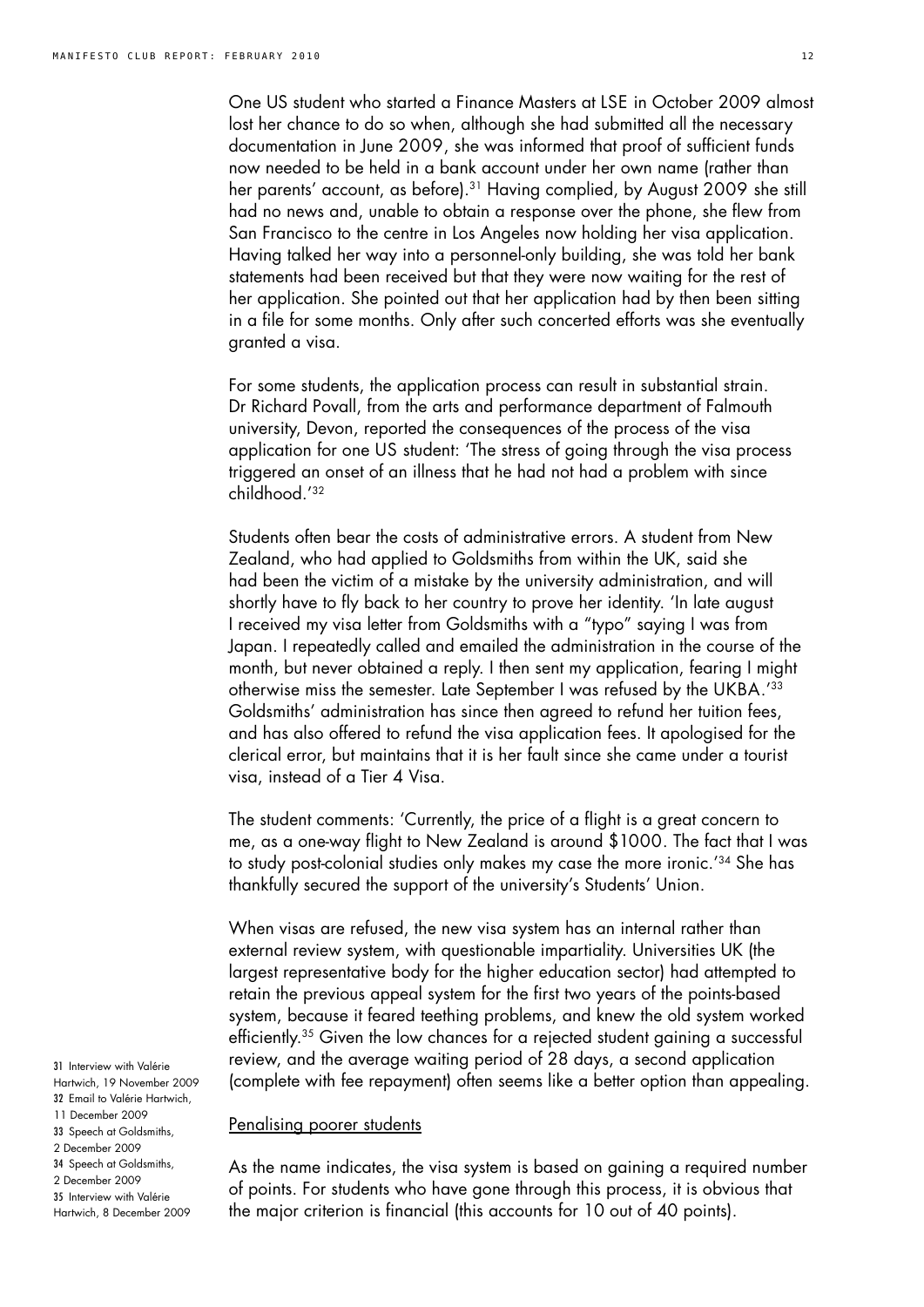One US student who started a Finance Masters at LSE in October 2009 almost lost her chance to do so when, although she had submitted all the necessary documentation in June 2009, she was informed that proof of sufficient funds now needed to be held in a bank account under her own name (rather than her parents' account, as before).[31] Having complied, by August 2009 she still had no news and, unable to obtain a response over the phone, she flew from San Francisco to the centre in Los Angeles now holding her visa application. Having talked her way into a personnel-only building, she was told her bank statements had been received but that they were now waiting for the rest of her application. She pointed out that her application had by then been sitting in a file for some months. Only after such concerted efforts was she eventually granted a visa.

For some students, the application process can result in substantial strain. Dr Richard Povall, from the arts and performance department of Falmouth university, Devon, reported the consequences of the process of the visa application for one US student: 'The stress of going through the visa process triggered an onset of an illness that he had not had a problem with since childhood.'[32]

Students often bear the costs of administrative errors. A student from New Zealand, who had applied to Goldsmiths from within the UK, said she had been the victim of a mistake by the university administration, and will shortly have to fly back to her country to prove her identity. 'In late august I received my visa letter from Goldsmiths with a "typo" saying I was from Japan. I repeatedly called and emailed the administration in the course of the month, but never obtained a reply. I then sent my application, fearing I might otherwise miss the semester. Late September I was refused by the UKBA.'[33] Goldsmiths' administration has since then agreed to refund her tuition fees, and has also offered to refund the visa application fees. It apologised for the clerical error, but maintains that it is her fault since she came under a tourist visa, instead of a Tier 4 Visa.

The student comments: 'Currently, the price of a flight is a great concern to me, as a one-way flight to New Zealand is around $1000. The fact that I was to study post-colonial studies only makes my case the more ironic.'[34] She has thankfully secured the support of the university's Students' Union.

When visas are refused, the new visa system has an internal rather than external review system, with questionable impartiality. Universities UK (the largest representative body for the higher education sector) had attempted to retain the previous appeal system for the first two years of the points-based system, because it feared teething problems, and knew the old system worked efficiently.[35] Given the low chances for a rejected student gaining a successful review, and the average waiting period of 28 days, a second application (complete with fee repayment) often seems like a better option than appealing.

## Penalising poorer students

As the name indicates, the visa system is based on gaining a required number of points. For students who have gone through this process, it is obvious that the major criterion is financial (this accounts for 10 out of 40 points).

31 Interview with Valérie Hartwich, 19 November 2009
32 Email to Valérie Hartwich, 11 December 2009
33 Speech at Goldsmiths, 2 December 2009
34 Speech at Goldsmiths, 2 December 2009
35 Interview with Valérie Hartwich, 8 December 2009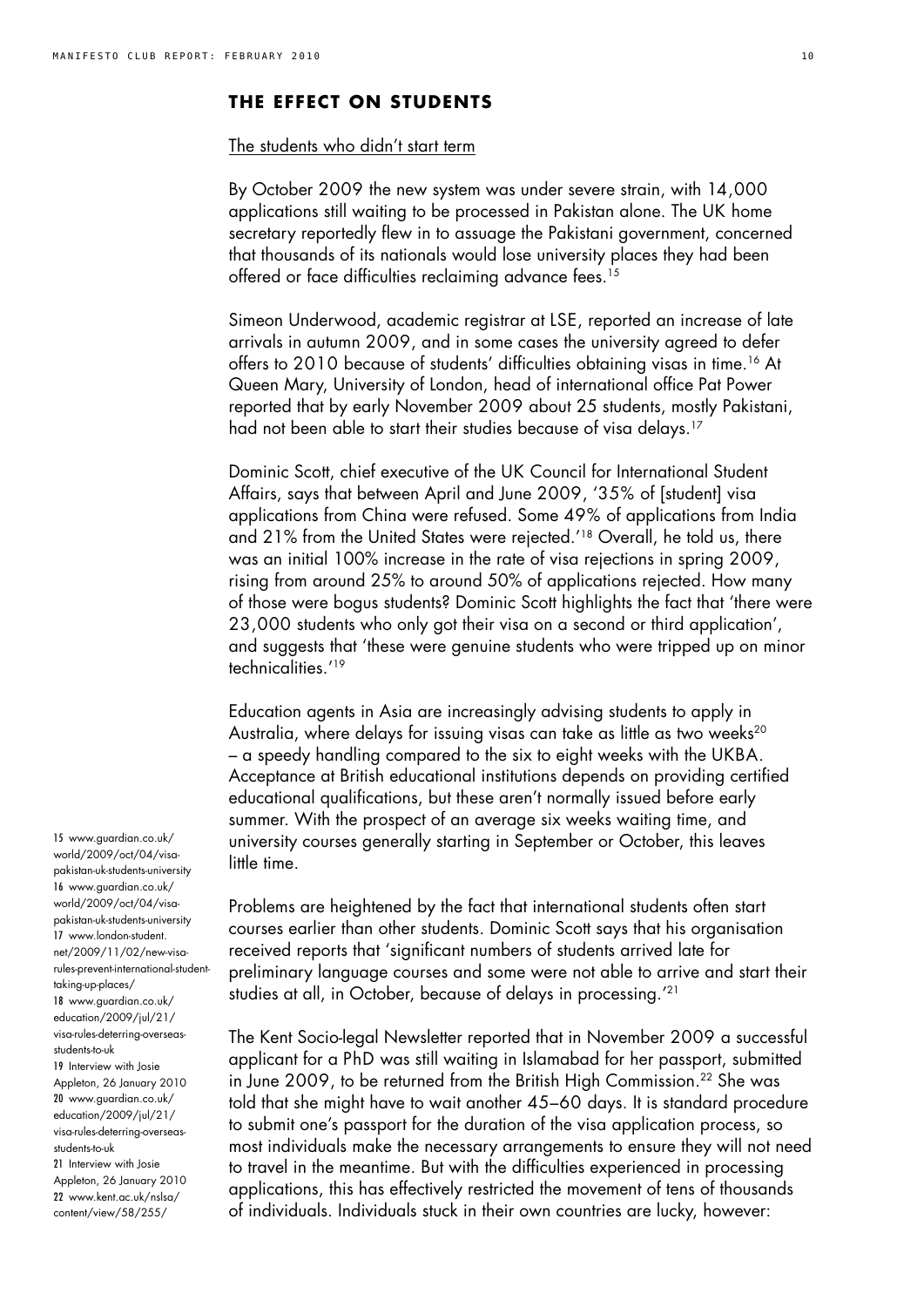## THE EFFECT ON STUDENTS

### The students who didn't start term

By October 2009 the new system was under severe strain, with 14,000 applications still waiting to be processed in Pakistan alone. The UK home secretary reportedly flew in to assuage the Pakistani government, concerned that thousands of its nationals would lose university places they had been offered or face difficulties reclaiming advance fees.[15]

Simeon Underwood, academic registrar at LSE, reported an increase of late arrivals in autumn 2009, and in some cases the university agreed to defer offers to 2010 because of students' difficulties obtaining visas in time.[16] At Queen Mary, University of London, head of international office Pat Power reported that by early November 2009 about 25 students, mostly Pakistani, had not been able to start their studies because of visa delays.[17]

Dominic Scott, chief executive of the UK Council for International Student Affairs, says that between April and June 2009, '35% of [student] visa applications from China were refused. Some 49% of applications from India and 21% from the United States were rejected.'[18] Overall, he told us, there was an initial 100% increase in the rate of visa rejections in spring 2009, rising from around 25% to around 50% of applications rejected. How many of those were bogus students? Dominic Scott highlights the fact that 'there were 23,000 students who only got their visa on a second or third application', and suggests that 'these were genuine students who were tripped up on minor technicalities.'[19]

Education agents in Asia are increasingly advising students to apply in Australia, where delays for issuing visas can take as little as two weeks[20] – a speedy handling compared to the six to eight weeks with the UKBA. Acceptance at British educational institutions depends on providing certified educational qualifications, but these aren't normally issued before early summer. With the prospect of an average six weeks waiting time, and university courses generally starting in September or October, this leaves little time.

Problems are heightened by the fact that international students often start courses earlier than other students. Dominic Scott says that his organisation received reports that 'significant numbers of students arrived late for preliminary language courses and some were not able to arrive and start their studies at all, in October, because of delays in processing.'[21]

The Kent Socio-legal Newsletter reported that in November 2009 a successful applicant for a PhD was still waiting in Islamabad for her passport, submitted in June 2009, to be returned from the British High Commission.[22] She was told that she might have to wait another 45–60 days. It is standard procedure to submit one's passport for the duration of the visa application process, so most individuals make the necessary arrangements to ensure they will not need to travel in the meantime. But with the difficulties experienced in processing applications, this has effectively restricted the movement of tens of thousands of individuals. Individuals stuck in their own countries are lucky, however:

15 www.guardian.co.uk/world/2009/oct/04/visa-pakistan-uk-students-university
16 www.guardian.co.uk/world/2009/oct/04/visa-pakistan-uk-students-university
17 www.london-student.net/2009/11/02/new-visa-rules-prevent-international-student-taking-up-places/
18 www.guardian.co.uk/education/2009/jul/21/visa-rules-deterring-overseas-students-to-uk
19 Interview with Josie Appleton, 26 January 2010
20 www.guardian.co.uk/education/2009/jul/21/visa-rules-deterring-overseas-students-to-uk
21 Interview with Josie Appleton, 26 January 2010
22 www.kent.ac.uk/nslsa/content/view/58/255/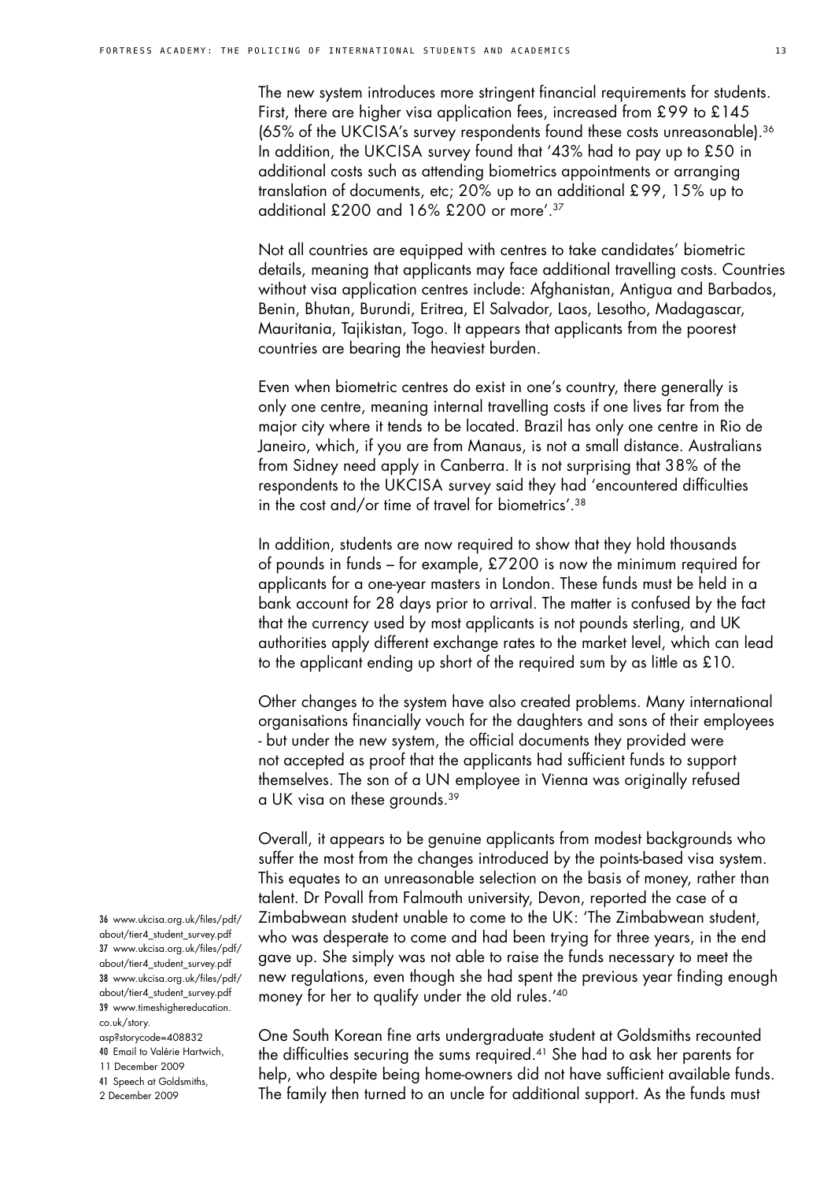The new system introduces more stringent financial requirements for students. First, there are higher visa application fees, increased from £99 to £145 (65% of the UKCISA's survey respondents found these costs unreasonable).[36] In addition, the UKCISA survey found that '43% had to pay up to £50 in additional costs such as attending biometrics appointments or arranging translation of documents, etc; 20% up to an additional £99, 15% up to additional £200 and 16% £200 or more'.[37]

Not all countries are equipped with centres to take candidates' biometric details, meaning that applicants may face additional travelling costs. Countries without visa application centres include: Afghanistan, Antigua and Barbados, Benin, Bhutan, Burundi, Eritrea, El Salvador, Laos, Lesotho, Madagascar, Mauritania, Tajikistan, Togo. It appears that applicants from the poorest countries are bearing the heaviest burden.

Even when biometric centres do exist in one's country, there generally is only one centre, meaning internal travelling costs if one lives far from the major city where it tends to be located. Brazil has only one centre in Rio de Janeiro, which, if you are from Manaus, is not a small distance. Australians from Sidney need apply in Canberra. It is not surprising that 38% of the respondents to the UKCISA survey said they had 'encountered difficulties in the cost and/or time of travel for biometrics'.[38]

In addition, students are now required to show that they hold thousands of pounds in funds – for example, £7200 is now the minimum required for applicants for a one-year masters in London. These funds must be held in a bank account for 28 days prior to arrival. The matter is confused by the fact that the currency used by most applicants is not pounds sterling, and UK authorities apply different exchange rates to the market level, which can lead to the applicant ending up short of the required sum by as little as £10.

Other changes to the system have also created problems. Many international organisations financially vouch for the daughters and sons of their employees - but under the new system, the official documents they provided were not accepted as proof that the applicants had sufficient funds to support themselves. The son of a UN employee in Vienna was originally refused a UK visa on these grounds.[39]

Overall, it appears to be genuine applicants from modest backgrounds who suffer the most from the changes introduced by the points-based visa system. This equates to an unreasonable selection on the basis of money, rather than talent. Dr Povall from Falmouth university, Devon, reported the case of a Zimbabwean student unable to come to the UK: 'The Zimbabwean student, who was desperate to come and had been trying for three years, in the end gave up. She simply was not able to raise the funds necessary to meet the new regulations, even though she had spent the previous year finding enough money for her to qualify under the old rules.'[40]

One South Korean fine arts undergraduate student at Goldsmiths recounted the difficulties securing the sums required.[41] She had to ask her parents for help, who despite being home-owners did not have sufficient available funds. The family then turned to an uncle for additional support. As the funds must

36 www.ukcisa.org.uk/files/pdf/about/tier4_student_survey.pdf
37 www.ukcisa.org.uk/files/pdf/about/tier4_student_survey.pdf
38 www.ukcisa.org.uk/files/pdf/about/tier4_student_survey.pdf
39 www.timeshighereducation.co.uk/story.asp?storycode=408832
40 Email to Valérie Hartwich, 11 December 2009
41 Speech at Goldsmiths, 2 December 2009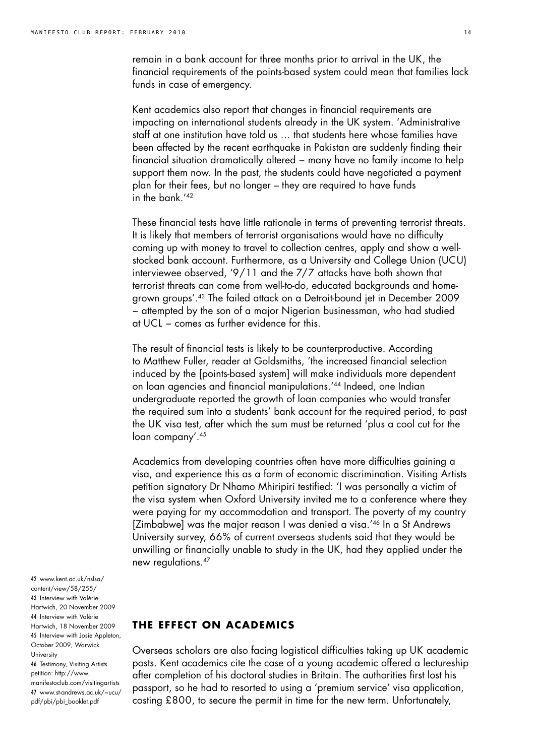remain in a bank account for three months prior to arrival in the UK, the financial requirements of the points-based system could mean that families lack funds in case of emergency.

Kent academics also report that changes in financial requirements are impacting on international students already in the UK system. 'Administrative staff at one institution have told us … that students here whose families have been affected by the recent earthquake in Pakistan are suddenly finding their financial situation dramatically altered – many have no family income to help support them now. In the past, the students could have negotiated a payment plan for their fees, but no longer – they are required to have funds in the bank.'[42]

These financial tests have little rationale in terms of preventing terrorist threats. It is likely that members of terrorist organisations would have no difficulty coming up with money to travel to collection centres, apply and show a well-stocked bank account. Furthermore, as a University and College Union (UCU) interviewee observed, '9/11 and the 7/7 attacks have both shown that terrorist threats can come from well-to-do, educated backgrounds and home-grown groups'.[43] The failed attack on a Detroit-bound jet in December 2009 – attempted by the son of a major Nigerian businessman, who had studied at UCL – comes as further evidence for this.

The result of financial tests is likely to be counterproductive. According to Matthew Fuller, reader at Goldsmiths, 'the increased financial selection induced by the [points-based system] will make individuals more dependent on loan agencies and financial manipulations.'[44] Indeed, one Indian undergraduate reported the growth of loan companies who would transfer the required sum into a students' bank account for the required period, to past the UK visa test, after which the sum must be returned 'plus a cool cut for the loan company'.[45]

Academics from developing countries often have more difficulties gaining a visa, and experience this as a form of economic discrimination. Visiting Artists petition signatory Dr Nhamo Mhiripiri testified: 'I was personally a victim of the visa system when Oxford University invited me to a conference where they were paying for my accommodation and transport. The poverty of my country [Zimbabwe] was the major reason I was denied a visa.'[46] In a St Andrews University survey, 66% of current overseas students said that they would be unwilling or financially unable to study in the UK, had they applied under the new regulations.[47]

## THE EFFECT ON ACADEMICS

Overseas scholars are also facing logistical difficulties taking up UK academic posts. Kent academics cite the case of a young academic offered a lectureship after completion of his doctoral studies in Britain. The authorities first lost his passport, so he had to resorted to using a 'premium service' visa application, costing £800, to secure the permit in time for the new term. Unfortunately,

42 www.kent.ac.uk/nslsa/content/view/58/255/
43 Interview with Valérie Hartwich, 20 November 2009
44 Interview with Valérie Hartwich, 18 November 2009
45 Interview with Josie Appleton, October 2009, Warwick University
46 Testimony, Visiting Artists petition: http://www.manifestoclub.com/visitingartists
47 www.st-andrews.ac.uk/~ucu/pdf/pbi/pbi_booklet.pdf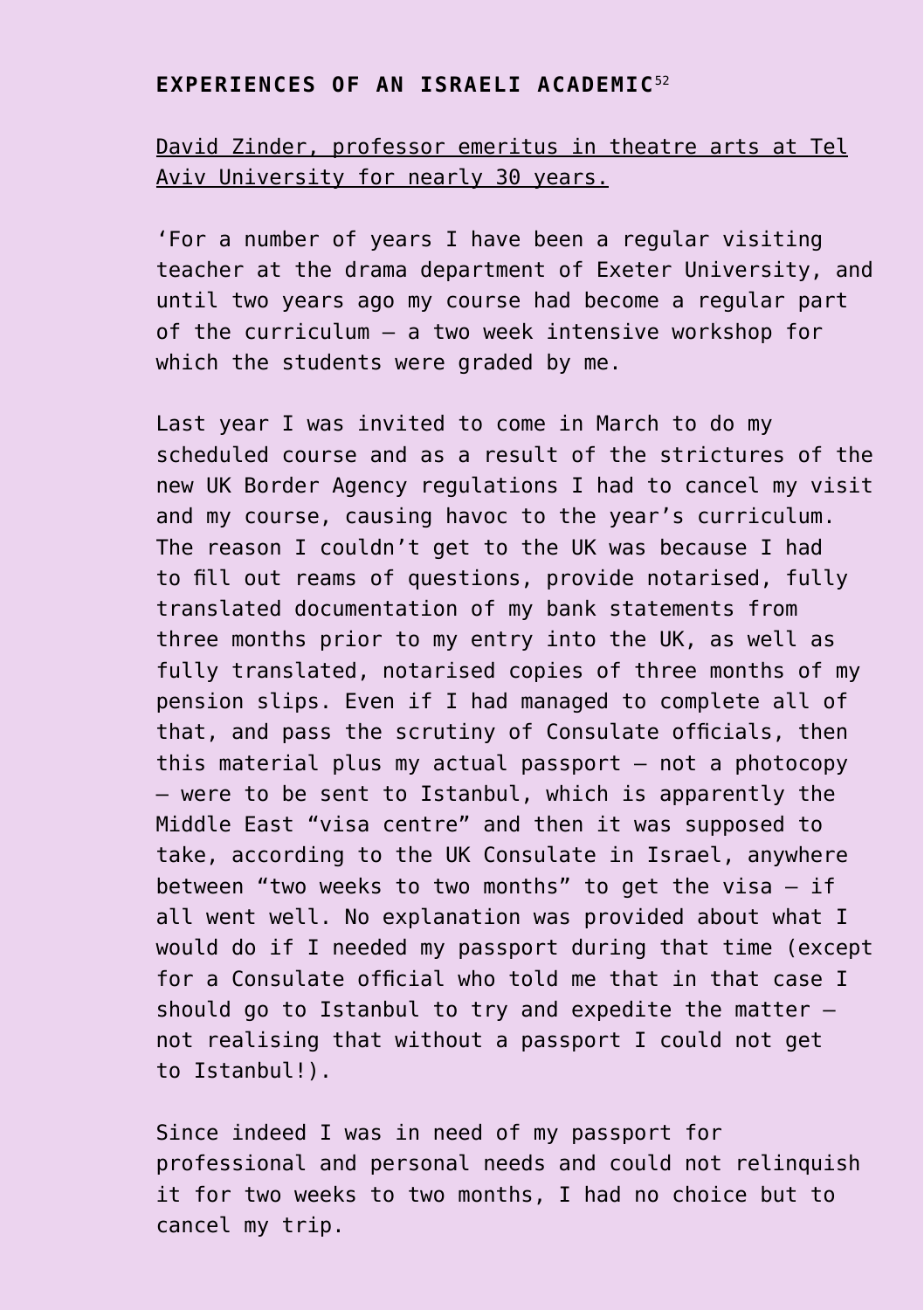## EXPERIENCES OF AN ISRAELI ACADEMIC[52]

David Zinder, professor emeritus in theatre arts at Tel Aviv University for nearly 30 years.

'For a number of years I have been a regular visiting teacher at the drama department of Exeter University, and until two years ago my course had become a regular part of the curriculum – a two week intensive workshop for which the students were graded by me.

Last year I was invited to come in March to do my scheduled course and as a result of the strictures of the new UK Border Agency regulations I had to cancel my visit and my course, causing havoc to the year's curriculum. The reason I couldn't get to the UK was because I had to fill out reams of questions, provide notarised, fully translated documentation of my bank statements from three months prior to my entry into the UK, as well as fully translated, notarised copies of three months of my pension slips. Even if I had managed to complete all of that, and pass the scrutiny of Consulate officials, then this material plus my actual passport – not a photocopy – were to be sent to Istanbul, which is apparently the Middle East "visa centre" and then it was supposed to take, according to the UK Consulate in Israel, anywhere between "two weeks to two months" to get the visa – if all went well. No explanation was provided about what I would do if I needed my passport during that time (except for a Consulate official who told me that in that case I should go to Istanbul to try and expedite the matter – not realising that without a passport I could not get to Istanbul!).

Since indeed I was in need of my passport for professional and personal needs and could not relinquish it for two weeks to two months, I had no choice but to cancel my trip.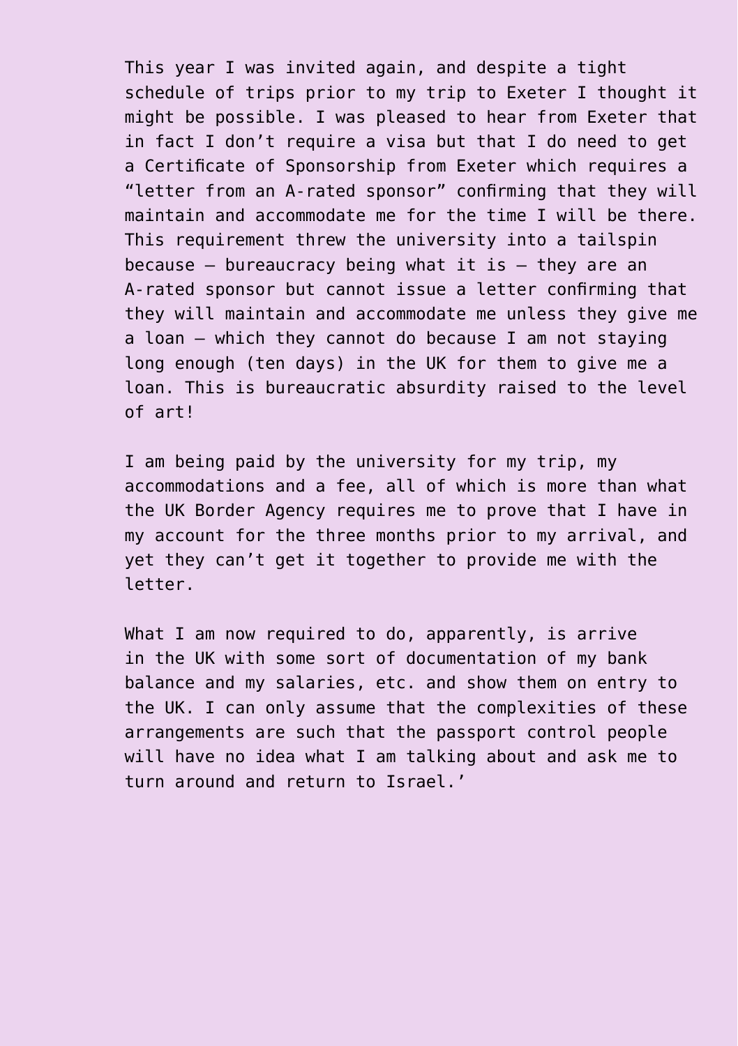This year I was invited again, and despite a tight schedule of trips prior to my trip to Exeter I thought it might be possible. I was pleased to hear from Exeter that in fact I don't require a visa but that I do need to get a Certificate of Sponsorship from Exeter which requires a "letter from an A-rated sponsor" confirming that they will maintain and accommodate me for the time I will be there. This requirement threw the university into a tailspin because – bureaucracy being what it is – they are an A-rated sponsor but cannot issue a letter confirming that they will maintain and accommodate me unless they give me a loan – which they cannot do because I am not staying long enough (ten days) in the UK for them to give me a loan. This is bureaucratic absurdity raised to the level of art!

I am being paid by the university for my trip, my accommodations and a fee, all of which is more than what the UK Border Agency requires me to prove that I have in my account for the three months prior to my arrival, and yet they can't get it together to provide me with the letter.

What I am now required to do, apparently, is arrive in the UK with some sort of documentation of my bank balance and my salaries, etc. and show them on entry to the UK. I can only assume that the complexities of these arrangements are such that the passport control people will have no idea what I am talking about and ask me to turn around and return to Israel.'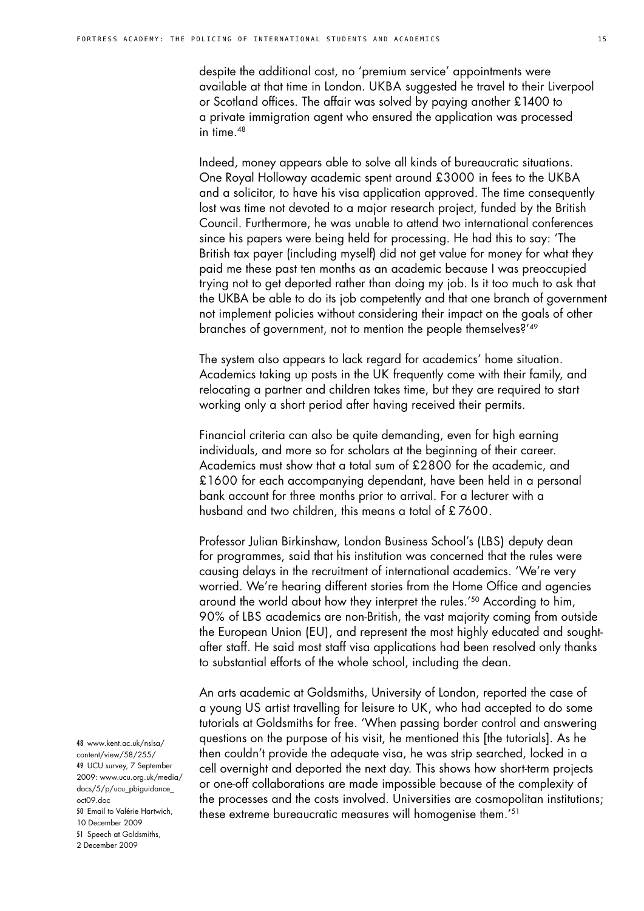despite the additional cost, no 'premium service' appointments were available at that time in London. UKBA suggested he travel to their Liverpool or Scotland offices. The affair was solved by paying another £1400 to a private immigration agent who ensured the application was processed in time.[48]

Indeed, money appears able to solve all kinds of bureaucratic situations. One Royal Holloway academic spent around £3000 in fees to the UKBA and a solicitor, to have his visa application approved. The time consequently lost was time not devoted to a major research project, funded by the British Council. Furthermore, he was unable to attend two international conferences since his papers were being held for processing. He had this to say: 'The British tax payer (including myself) did not get value for money for what they paid me these past ten months as an academic because I was preoccupied trying not to get deported rather than doing my job. Is it too much to ask that the UKBA be able to do its job competently and that one branch of government not implement policies without considering their impact on the goals of other branches of government, not to mention the people themselves?'[49]

The system also appears to lack regard for academics' home situation. Academics taking up posts in the UK frequently come with their family, and relocating a partner and children takes time, but they are required to start working only a short period after having received their permits.

Financial criteria can also be quite demanding, even for high earning individuals, and more so for scholars at the beginning of their career. Academics must show that a total sum of £2800 for the academic, and £1600 for each accompanying dependant, have been held in a personal bank account for three months prior to arrival. For a lecturer with a husband and two children, this means a total of £7600.

Professor Julian Birkinshaw, London Business School's (LBS) deputy dean for programmes, said that his institution was concerned that the rules were causing delays in the recruitment of international academics. 'We're very worried. We're hearing different stories from the Home Office and agencies around the world about how they interpret the rules.'[50] According to him, 90% of LBS academics are non-British, the vast majority coming from outside the European Union (EU), and represent the most highly educated and sought-after staff. He said most staff visa applications had been resolved only thanks to substantial efforts of the whole school, including the dean.

An arts academic at Goldsmiths, University of London, reported the case of a young US artist travelling for leisure to UK, who had accepted to do some tutorials at Goldsmiths for free. 'When passing border control and answering questions on the purpose of his visit, he mentioned this [the tutorials]. As he then couldn't provide the adequate visa, he was strip searched, locked in a cell overnight and deported the next day. This shows how short-term projects or one-off collaborations are made impossible because of the complexity of the processes and the costs involved. Universities are cosmopolitan institutions; these extreme bureaucratic measures will homogenise them.'[51]

48 www.kent.ac.uk/nslsa/content/view/58/255/
49 UCU survey, 7 September 2009: www.ucu.org.uk/media/docs/5/p/ucu_pbiguidance_oct09.doc
50 Email to Valérie Hartwich, 10 December 2009
51 Speech at Goldsmiths, 2 December 2009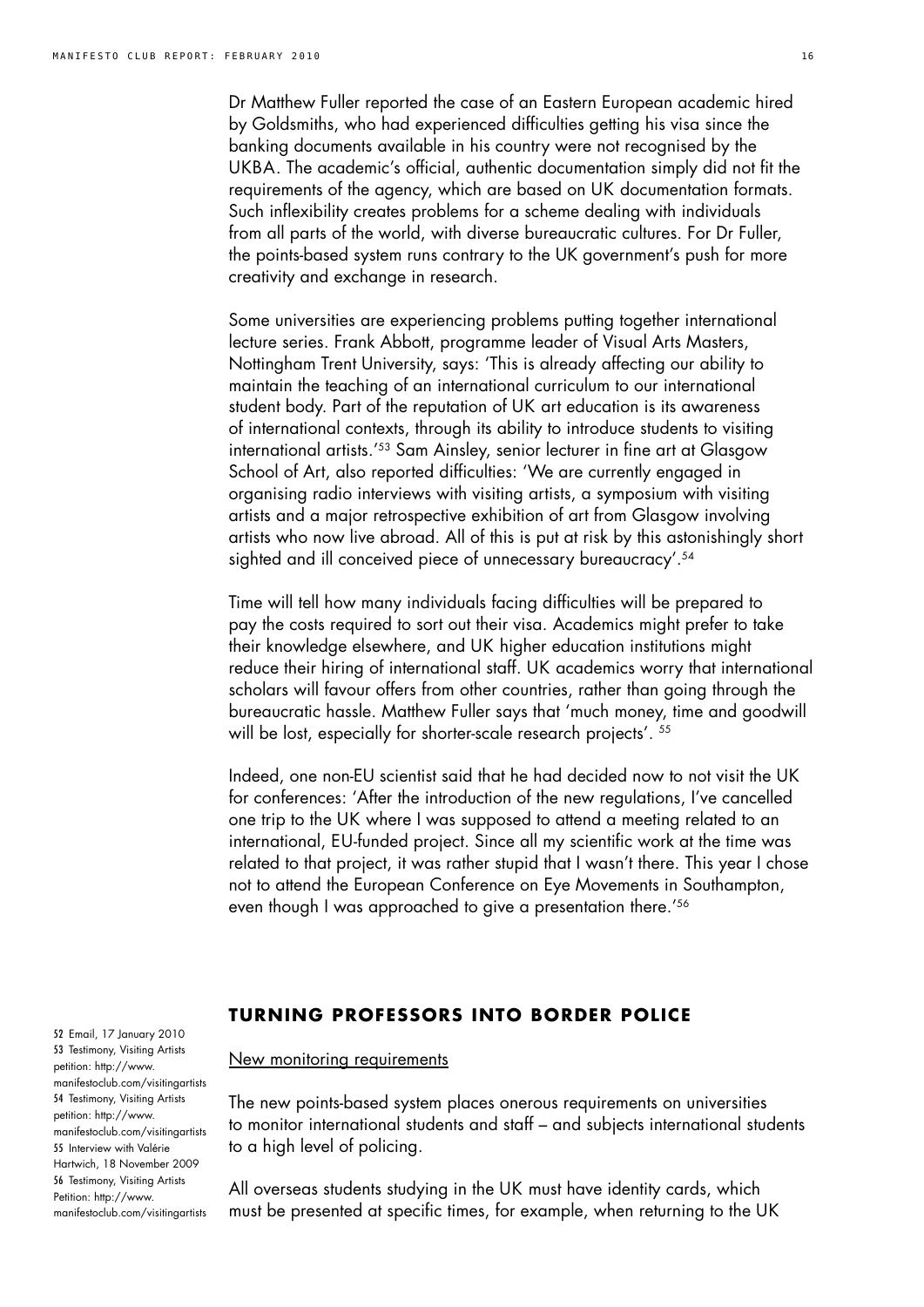Dr Matthew Fuller reported the case of an Eastern European academic hired by Goldsmiths, who had experienced difficulties getting his visa since the banking documents available in his country were not recognised by the UKBA. The academic's official, authentic documentation simply did not fit the requirements of the agency, which are based on UK documentation formats. Such inflexibility creates problems for a scheme dealing with individuals from all parts of the world, with diverse bureaucratic cultures. For Dr Fuller, the points-based system runs contrary to the UK government's push for more creativity and exchange in research.

Some universities are experiencing problems putting together international lecture series. Frank Abbott, programme leader of Visual Arts Masters, Nottingham Trent University, says: 'This is already affecting our ability to maintain the teaching of an international curriculum to our international student body. Part of the reputation of UK art education is its awareness of international contexts, through its ability to introduce students to visiting international artists.'[53] Sam Ainsley, senior lecturer in fine art at Glasgow School of Art, also reported difficulties: 'We are currently engaged in organising radio interviews with visiting artists, a symposium with visiting artists and a major retrospective exhibition of art from Glasgow involving artists who now live abroad. All of this is put at risk by this astonishingly short sighted and ill conceived piece of unnecessary bureaucracy'.[54]

Time will tell how many individuals facing difficulties will be prepared to pay the costs required to sort out their visa. Academics might prefer to take their knowledge elsewhere, and UK higher education institutions might reduce their hiring of international staff. UK academics worry that international scholars will favour offers from other countries, rather than going through the bureaucratic hassle. Matthew Fuller says that 'much money, time and goodwill will be lost, especially for shorter-scale research projects'. [55]

Indeed, one non-EU scientist said that he had decided now to not visit the UK for conferences: 'After the introduction of the new regulations, I've cancelled one trip to the UK where I was supposed to attend a meeting related to an international, EU-funded project. Since all my scientific work at the time was related to that project, it was rather stupid that I wasn't there. This year I chose not to attend the European Conference on Eye Movements in Southampton, even though I was approached to give a presentation there.'[56]

## TURNING PROFESSORS INTO BORDER POLICE

New monitoring requirements

The new points-based system places onerous requirements on universities to monitor international students and staff – and subjects international students to a high level of policing.

All overseas students studying in the UK must have identity cards, which must be presented at specific times, for example, when returning to the UK

52 Email, 17 January 2010
53 Testimony, Visiting Artists petition: http://www.manifestoclub.com/visitingartists
54 Testimony, Visiting Artists petition: http://www.manifestoclub.com/visitingartists
55 Interview with Valérie Hartwich, 18 November 2009
56 Testimony, Visiting Artists Petition: http://www.manifestoclub.com/visitingartists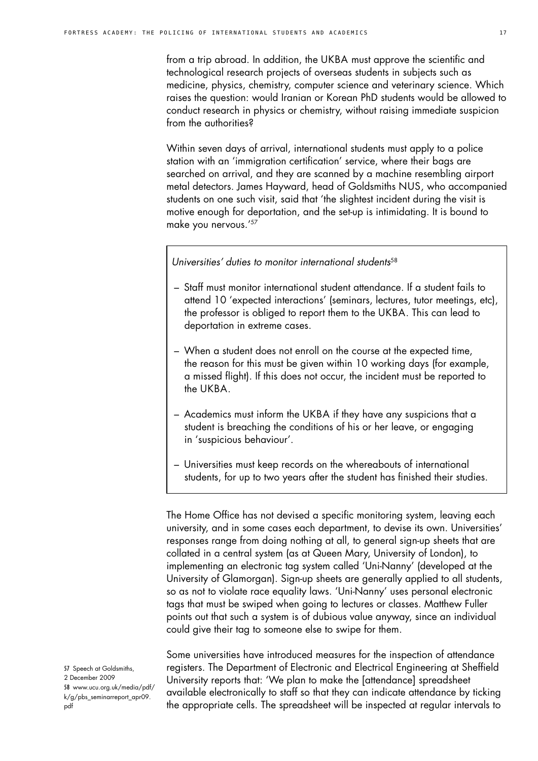from a trip abroad. In addition, the UKBA must approve the scientific and technological research projects of overseas students in subjects such as medicine, physics, chemistry, computer science and veterinary science. Which raises the question: would Iranian or Korean PhD students would be allowed to conduct research in physics or chemistry, without raising immediate suspicion from the authorities?

Within seven days of arrival, international students must apply to a police station with an 'immigration certification' service, where their bags are searched on arrival, and they are scanned by a machine resembling airport metal detectors. James Hayward, head of Goldsmiths NUS, who accompanied students on one such visit, said that 'the slightest incident during the visit is motive enough for deportation, and the set-up is intimidating. It is bound to make you nervous.'[57]

*Universities' duties to monitor international students*[58]

- Staff must monitor international student attendance. If a student fails to attend 10 'expected interactions' (seminars, lectures, tutor meetings, etc), the professor is obliged to report them to the UKBA. This can lead to deportation in extreme cases.
- When a student does not enroll on the course at the expected time, the reason for this must be given within 10 working days (for example, a missed flight). If this does not occur, the incident must be reported to the UKBA.
- Academics must inform the UKBA if they have any suspicions that a student is breaching the conditions of his or her leave, or engaging in 'suspicious behaviour'.
- Universities must keep records on the whereabouts of international students, for up to two years after the student has finished their studies.

The Home Office has not devised a specific monitoring system, leaving each university, and in some cases each department, to devise its own. Universities' responses range from doing nothing at all, to general sign-up sheets that are collated in a central system (as at Queen Mary, University of London), to implementing an electronic tag system called 'Uni-Nanny' (developed at the University of Glamorgan). Sign-up sheets are generally applied to all students, so as not to violate race equality laws. 'Uni-Nanny' uses personal electronic tags that must be swiped when going to lectures or classes. Matthew Fuller points out that such a system is of dubious value anyway, since an individual could give their tag to someone else to swipe for them.

Some universities have introduced measures for the inspection of attendance registers. The Department of Electronic and Electrical Engineering at Sheffield University reports that: 'We plan to make the [attendance] spreadsheet available electronically to staff so that they can indicate attendance by ticking the appropriate cells. The spreadsheet will be inspected at regular intervals to

57 Speech at Goldsmiths, 2 December 2009

58 www.ucu.org.uk/media/pdf/k/g/pbs_seminarreport_apr09.pdf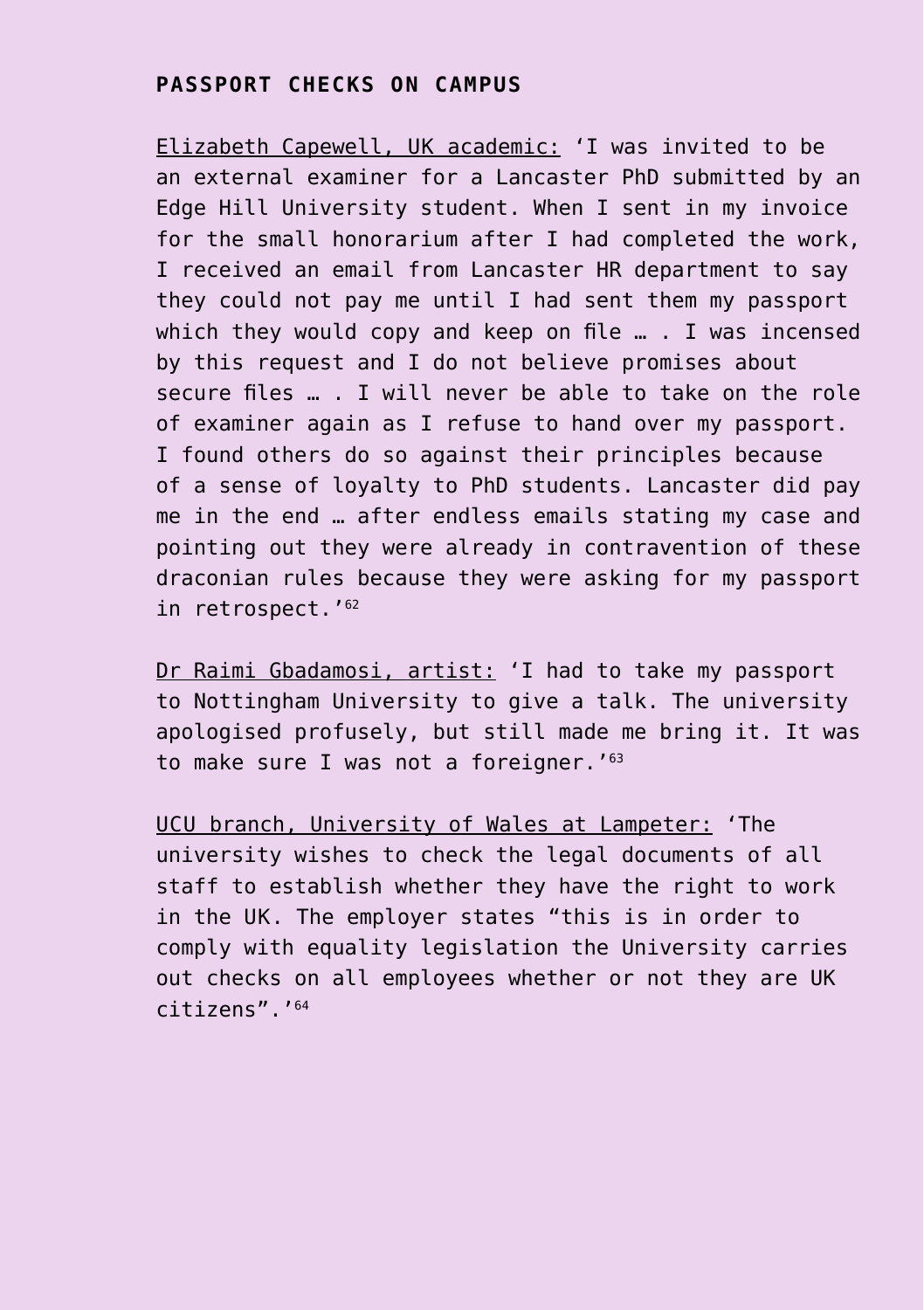## PASSPORT CHECKS ON CAMPUS

<u>Elizabeth Capewell, UK academic:</u> 'I was invited to be an external examiner for a Lancaster PhD submitted by an Edge Hill University student. When I sent in my invoice for the small honorarium after I had completed the work, I received an email from Lancaster HR department to say they could not pay me until I had sent them my passport which they would copy and keep on file … . I was incensed by this request and I do not believe promises about secure files … . I will never be able to take on the role of examiner again as I refuse to hand over my passport. I found others do so against their principles because of a sense of loyalty to PhD students. Lancaster did pay me in the end … after endless emails stating my case and pointing out they were already in contravention of these draconian rules because they were asking for my passport in retrospect.'[62]

<u>Dr Raimi Gbadamosi, artist:</u> 'I had to take my passport to Nottingham University to give a talk. The university apologised profusely, but still made me bring it. It was to make sure I was not a foreigner.'[63]

<u>UCU branch, University of Wales at Lampeter:</u> 'The university wishes to check the legal documents of all staff to establish whether they have the right to work in the UK. The employer states "this is in order to comply with equality legislation the University carries out checks on all employees whether or not they are UK citizens".'[64]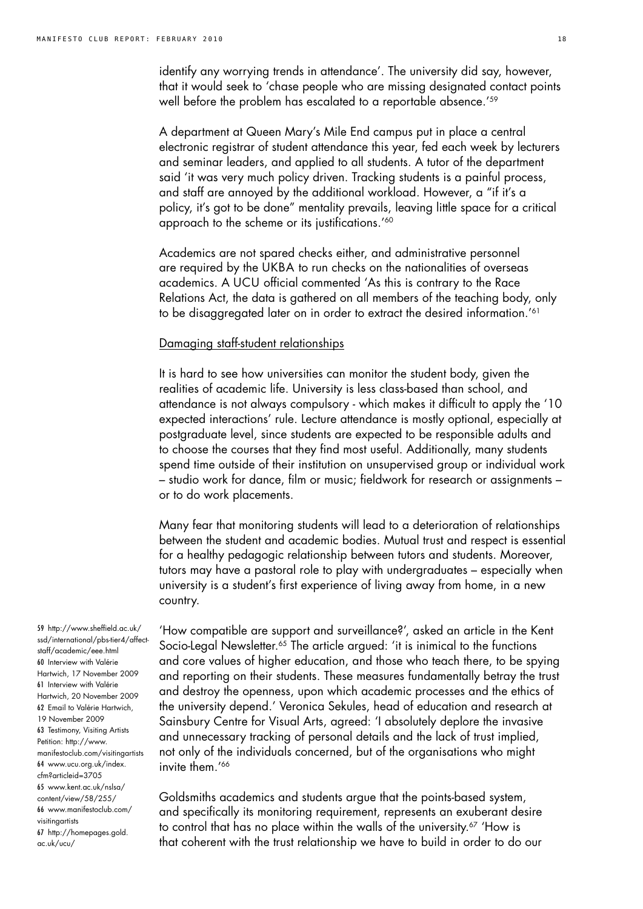identify any worrying trends in attendance'. The university did say, however, that it would seek to 'chase people who are missing designated contact points well before the problem has escalated to a reportable absence.'[59]

A department at Queen Mary's Mile End campus put in place a central electronic registrar of student attendance this year, fed each week by lecturers and seminar leaders, and applied to all students. A tutor of the department said 'it was very much policy driven. Tracking students is a painful process, and staff are annoyed by the additional workload. However, a "if it's a policy, it's got to be done" mentality prevails, leaving little space for a critical approach to the scheme or its justifications.'[60]

Academics are not spared checks either, and administrative personnel are required by the UKBA to run checks on the nationalities of overseas academics. A UCU official commented 'As this is contrary to the Race Relations Act, the data is gathered on all members of the teaching body, only to be disaggregated later on in order to extract the desired information.'[61]

Damaging staff-student relationships

It is hard to see how universities can monitor the student body, given the realities of academic life. University is less class-based than school, and attendance is not always compulsory - which makes it difficult to apply the '10 expected interactions' rule. Lecture attendance is mostly optional, especially at postgraduate level, since students are expected to be responsible adults and to choose the courses that they find most useful. Additionally, many students spend time outside of their institution on unsupervised group or individual work – studio work for dance, film or music; fieldwork for research or assignments – or to do work placements.

Many fear that monitoring students will lead to a deterioration of relationships between the student and academic bodies. Mutual trust and respect is essential for a healthy pedagogic relationship between tutors and students. Moreover, tutors may have a pastoral role to play with undergraduates – especially when university is a student's first experience of living away from home, in a new country.

'How compatible are support and surveillance?', asked an article in the Kent Socio-Legal Newsletter.[65] The article argued: 'it is inimical to the functions and core values of higher education, and those who teach there, to be spying and reporting on their students. These measures fundamentally betray the trust and destroy the openness, upon which academic processes and the ethics of the university depend.' Veronica Sekules, head of education and research at Sainsbury Centre for Visual Arts, agreed: 'I absolutely deplore the invasive and unnecessary tracking of personal details and the lack of trust implied, not only of the individuals concerned, but of the organisations who might invite them.'[66]

Goldsmiths academics and students argue that the points-based system, and specifically its monitoring requirement, represents an exuberant desire to control that has no place within the walls of the university.[67] 'How is that coherent with the trust relationship we have to build in order to do our

59 http://www.sheffield.ac.uk/ssd/international/pbs-tier4/affect-staff/academic/eee.html
60 Interview with Valérie Hartwich, 17 November 2009
61 Interview with Valérie Hartwich, 20 November 2009
62 Email to Valérie Hartwich, 19 November 2009
63 Testimony, Visiting Artists Petition: http://www.manifestoclub.com/visitingartists
64 www.ucu.org.uk/index.cfm?articleid=3705
65 www.kent.ac.uk/nslsa/content/view/58/255/
66 www.manifestoclub.com/visitingartists
67 http://homepages.gold.ac.uk/ucu/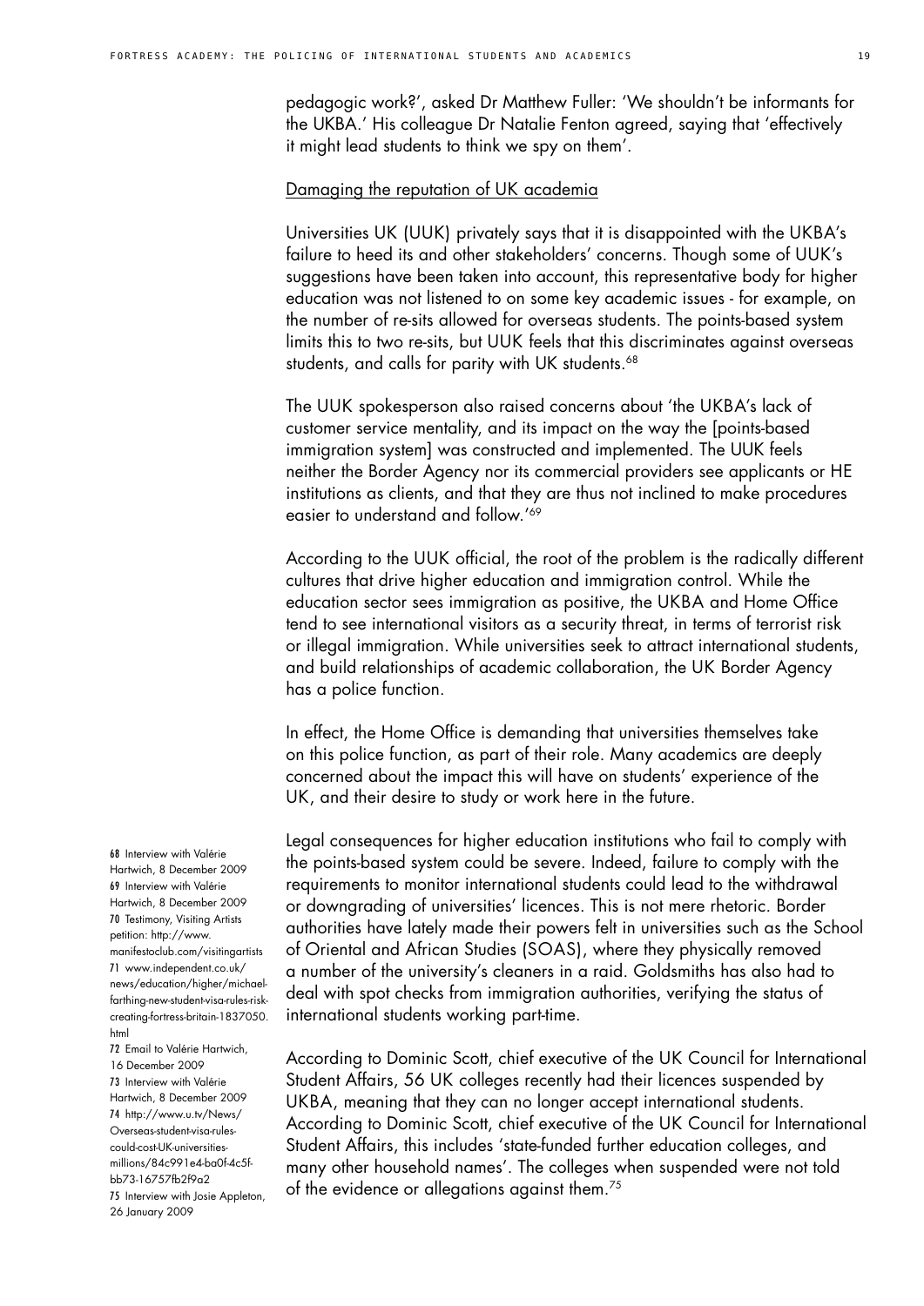pedagogic work?', asked Dr Matthew Fuller: 'We shouldn't be informants for the UKBA.' His colleague Dr Natalie Fenton agreed, saying that 'effectively it might lead students to think we spy on them'.

Damaging the reputation of UK academia

Universities UK (UUK) privately says that it is disappointed with the UKBA's failure to heed its and other stakeholders' concerns. Though some of UUK's suggestions have been taken into account, this representative body for higher education was not listened to on some key academic issues - for example, on the number of re-sits allowed for overseas students. The points-based system limits this to two re-sits, but UUK feels that this discriminates against overseas students, and calls for parity with UK students.[68]

The UUK spokesperson also raised concerns about 'the UKBA's lack of customer service mentality, and its impact on the way the [points-based immigration system] was constructed and implemented. The UUK feels neither the Border Agency nor its commercial providers see applicants or HE institutions as clients, and that they are thus not inclined to make procedures easier to understand and follow.'[69]

According to the UUK official, the root of the problem is the radically different cultures that drive higher education and immigration control. While the education sector sees immigration as positive, the UKBA and Home Office tend to see international visitors as a security threat, in terms of terrorist risk or illegal immigration. While universities seek to attract international students, and build relationships of academic collaboration, the UK Border Agency has a police function.

In effect, the Home Office is demanding that universities themselves take on this police function, as part of their role. Many academics are deeply concerned about the impact this will have on students' experience of the UK, and their desire to study or work here in the future.

Legal consequences for higher education institutions who fail to comply with the points-based system could be severe. Indeed, failure to comply with the requirements to monitor international students could lead to the withdrawal or downgrading of universities' licences. This is not mere rhetoric. Border authorities have lately made their powers felt in universities such as the School of Oriental and African Studies (SOAS), where they physically removed a number of the university's cleaners in a raid. Goldsmiths has also had to deal with spot checks from immigration authorities, verifying the status of international students working part-time.

According to Dominic Scott, chief executive of the UK Council for International Student Affairs, 56 UK colleges recently had their licences suspended by UKBA, meaning that they can no longer accept international students. According to Dominic Scott, chief executive of the UK Council for International Student Affairs, this includes 'state-funded further education colleges, and many other household names'. The colleges when suspended were not told of the evidence or allegations against them.[75]

68 Interview with Valérie Hartwich, 8 December 2009
69 Interview with Valérie Hartwich, 8 December 2009
70 Testimony, Visiting Artists petition: http://www.manifestoclub.com/visitingartists
71 www.independent.co.uk/news/education/higher/michael-farthing-new-student-visa-rules-risk-creating-fortress-britain-1837050.html
72 Email to Valérie Hartwich, 16 December 2009
73 Interview with Valérie Hartwich, 8 December 2009
74 http://www.u.tv/News/Overseas-student-visa-rules-could-cost-UK-universities-millions/84c991e4-ba0f-4c5f-bb73-16757fb2f9a2
75 Interview with Josie Appleton, 26 January 2009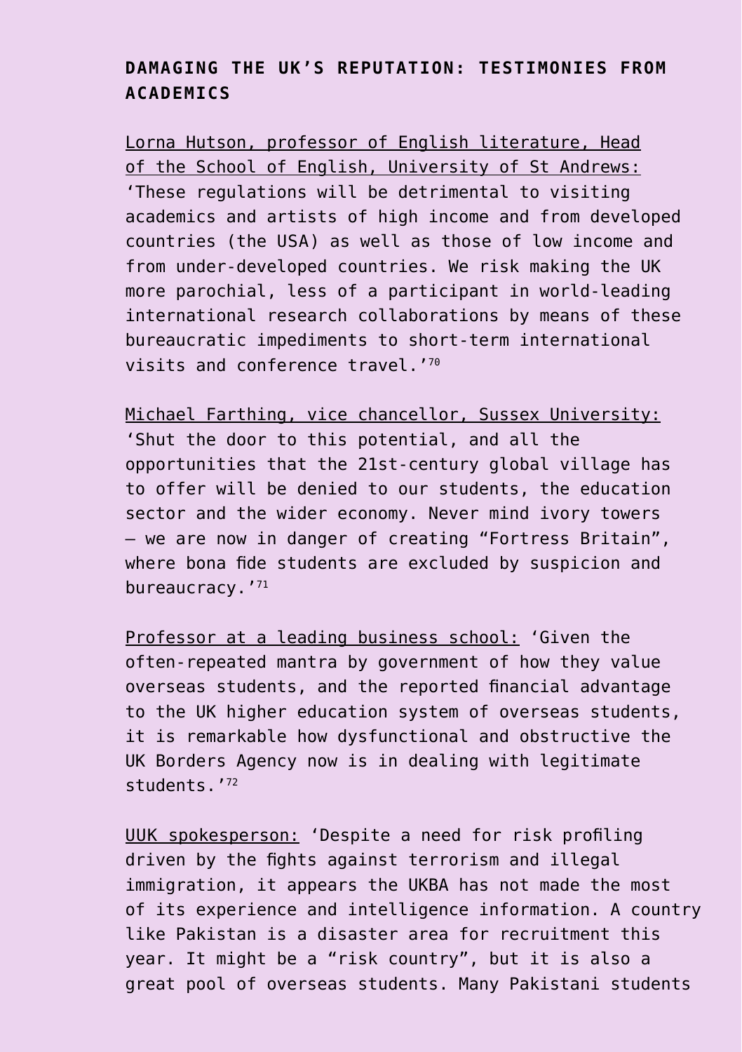## DAMAGING THE UK'S REPUTATION: TESTIMONIES FROM ACADEMICS

Lorna Hutson, professor of English literature, Head of the School of English, University of St Andrews: 'These regulations will be detrimental to visiting academics and artists of high income and from developed countries (the USA) as well as those of low income and from under-developed countries. We risk making the UK more parochial, less of a participant in world-leading international research collaborations by means of these bureaucratic impediments to short-term international visits and conference travel.'[70]

Michael Farthing, vice chancellor, Sussex University: 'Shut the door to this potential, and all the opportunities that the 21st-century global village has to offer will be denied to our students, the education sector and the wider economy. Never mind ivory towers – we are now in danger of creating "Fortress Britain", where bona fide students are excluded by suspicion and bureaucracy.'[71]

Professor at a leading business school: 'Given the often-repeated mantra by government of how they value overseas students, and the reported financial advantage to the UK higher education system of overseas students, it is remarkable how dysfunctional and obstructive the UK Borders Agency now is in dealing with legitimate students.'[72]

UUK spokesperson: 'Despite a need for risk profiling driven by the fights against terrorism and illegal immigration, it appears the UKBA has not made the most of its experience and intelligence information. A country like Pakistan is a disaster area for recruitment this year. It might be a "risk country", but it is also a great pool of overseas students. Many Pakistani students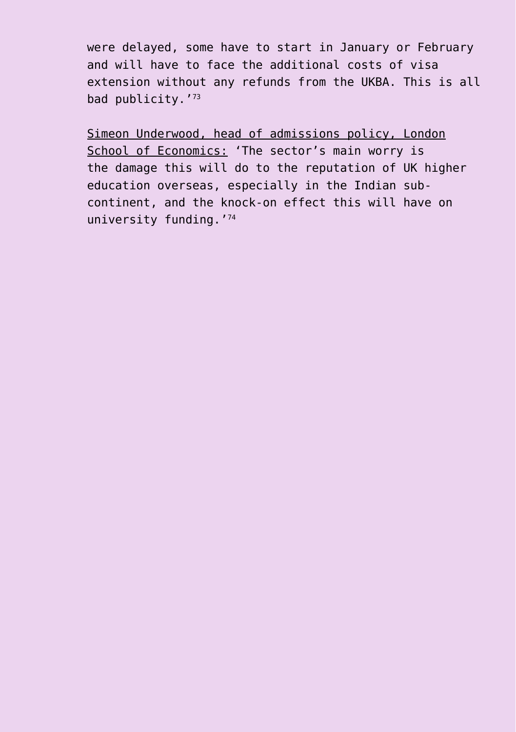were delayed, some have to start in January or February and will have to face the additional costs of visa extension without any refunds from the UKBA. This is all bad publicity.'[73]

<u>Simeon Underwood, head of admissions policy, London School of Economics:</u> 'The sector's main worry is the damage this will do to the reputation of UK higher education overseas, especially in the Indian sub-continent, and the knock-on effect this will have on university funding.'[74]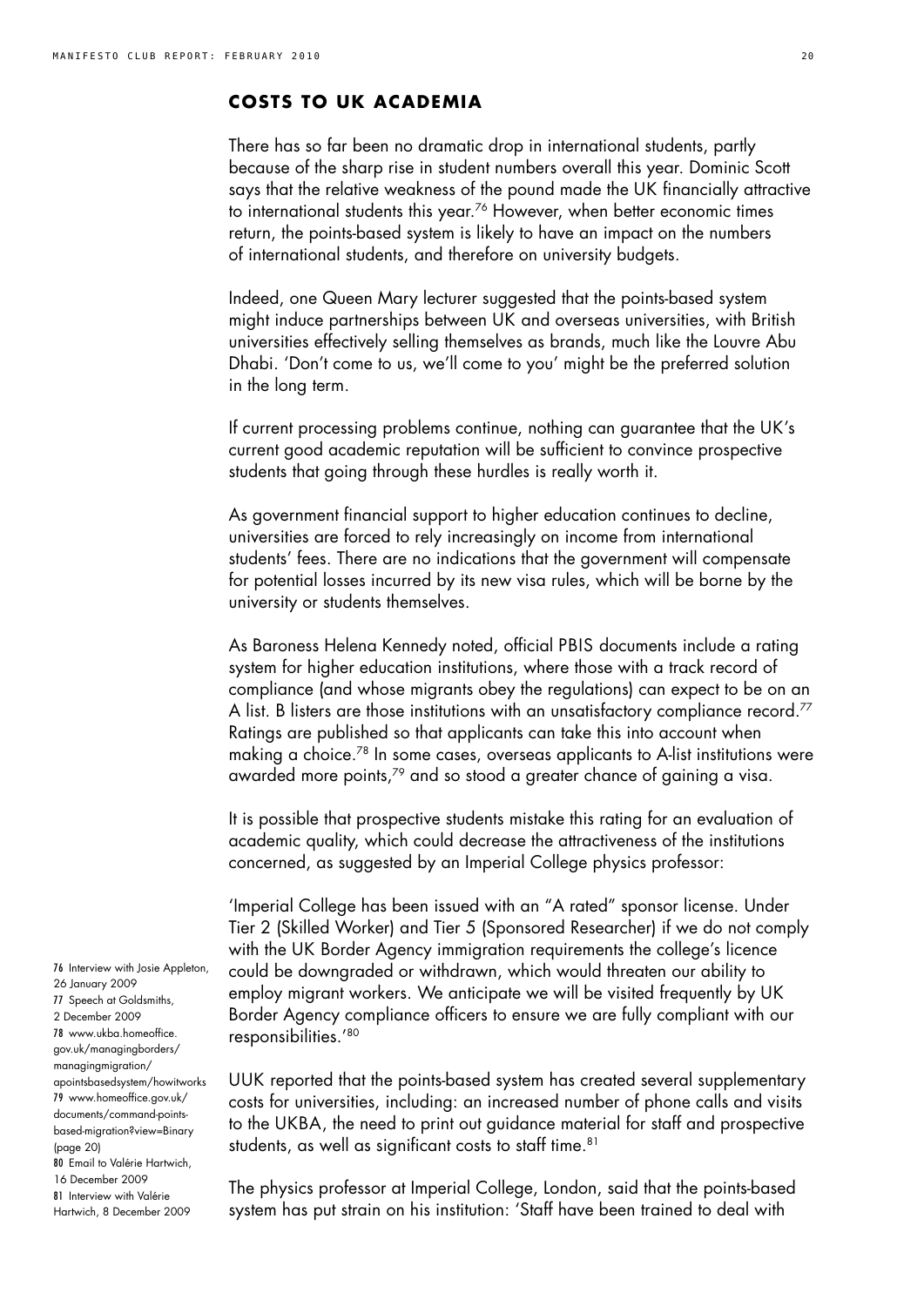## COSTS TO UK ACADEMIA

There has so far been no dramatic drop in international students, partly because of the sharp rise in student numbers overall this year. Dominic Scott says that the relative weakness of the pound made the UK financially attractive to international students this year.[76] However, when better economic times return, the points-based system is likely to have an impact on the numbers of international students, and therefore on university budgets.

Indeed, one Queen Mary lecturer suggested that the points-based system might induce partnerships between UK and overseas universities, with British universities effectively selling themselves as brands, much like the Louvre Abu Dhabi. 'Don't come to us, we'll come to you' might be the preferred solution in the long term.

If current processing problems continue, nothing can guarantee that the UK's current good academic reputation will be sufficient to convince prospective students that going through these hurdles is really worth it.

As government financial support to higher education continues to decline, universities are forced to rely increasingly on income from international students' fees. There are no indications that the government will compensate for potential losses incurred by its new visa rules, which will be borne by the university or students themselves.

As Baroness Helena Kennedy noted, official PBIS documents include a rating system for higher education institutions, where those with a track record of compliance (and whose migrants obey the regulations) can expect to be on an A list. B listers are those institutions with an unsatisfactory compliance record.[77] Ratings are published so that applicants can take this into account when making a choice.[78] In some cases, overseas applicants to A-list institutions were awarded more points,[79] and so stood a greater chance of gaining a visa.

It is possible that prospective students mistake this rating for an evaluation of academic quality, which could decrease the attractiveness of the institutions concerned, as suggested by an Imperial College physics professor:

'Imperial College has been issued with an "A rated" sponsor license. Under Tier 2 (Skilled Worker) and Tier 5 (Sponsored Researcher) if we do not comply with the UK Border Agency immigration requirements the college's licence could be downgraded or withdrawn, which would threaten our ability to employ migrant workers. We anticipate we will be visited frequently by UK Border Agency compliance officers to ensure we are fully compliant with our responsibilities.'[80]

UUK reported that the points-based system has created several supplementary costs for universities, including: an increased number of phone calls and visits to the UKBA, the need to print out guidance material for staff and prospective students, as well as significant costs to staff time.[81]

The physics professor at Imperial College, London, said that the points-based system has put strain on his institution: 'Staff have been trained to deal with

76 Interview with Josie Appleton, 26 January 2009
77 Speech at Goldsmiths, 2 December 2009
78 www.ukba.homeoffice.gov.uk/managingborders/managingmigration/apointsbasedsystem/howitworks
79 www.homeoffice.gov.uk/documents/command-points-based-migration?view=Binary (page 20)
80 Email to Valérie Hartwich, 16 December 2009
81 Interview with Valérie Hartwich, 8 December 2009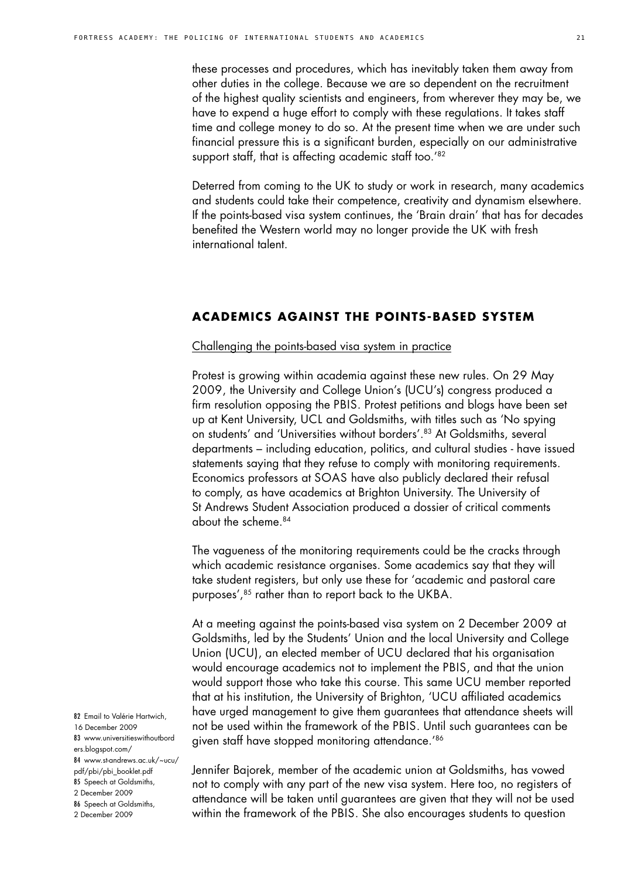these processes and procedures, which has inevitably taken them away from other duties in the college. Because we are so dependent on the recruitment of the highest quality scientists and engineers, from wherever they may be, we have to expend a huge effort to comply with these regulations. It takes staff time and college money to do so. At the present time when we are under such financial pressure this is a significant burden, especially on our administrative support staff, that is affecting academic staff too.'[82]

Deterred from coming to the UK to study or work in research, many academics and students could take their competence, creativity and dynamism elsewhere. If the points-based visa system continues, the 'Brain drain' that has for decades benefited the Western world may no longer provide the UK with fresh international talent.

## ACADEMICS AGAINST THE POINTS-BASED SYSTEM

Challenging the points-based visa system in practice

Protest is growing within academia against these new rules. On 29 May 2009, the University and College Union's (UCU's) congress produced a firm resolution opposing the PBIS. Protest petitions and blogs have been set up at Kent University, UCL and Goldsmiths, with titles such as 'No spying on students' and 'Universities without borders'.[83] At Goldsmiths, several departments – including education, politics, and cultural studies - have issued statements saying that they refuse to comply with monitoring requirements. Economics professors at SOAS have also publicly declared their refusal to comply, as have academics at Brighton University. The University of St Andrews Student Association produced a dossier of critical comments about the scheme.[84]

The vagueness of the monitoring requirements could be the cracks through which academic resistance organises. Some academics say that they will take student registers, but only use these for 'academic and pastoral care purposes',[85] rather than to report back to the UKBA.

At a meeting against the points-based visa system on 2 December 2009 at Goldsmiths, led by the Students' Union and the local University and College Union (UCU), an elected member of UCU declared that his organisation would encourage academics not to implement the PBIS, and that the union would support those who take this course. This same UCU member reported that at his institution, the University of Brighton, 'UCU affiliated academics have urged management to give them guarantees that attendance sheets will not be used within the framework of the PBIS. Until such guarantees can be given staff have stopped monitoring attendance.'[86]

Jennifer Bajorek, member of the academic union at Goldsmiths, has vowed not to comply with any part of the new visa system. Here too, no registers of attendance will be taken until guarantees are given that they will not be used within the framework of the PBIS. She also encourages students to question

82 Email to Valérie Hartwich, 16 December 2009
83 www.universitieswithoutborders.blogspot.com/
84 www.st-andrews.ac.uk/~ucu/pdf/pbi/pbi_booklet.pdf
85 Speech at Goldsmiths, 2 December 2009
86 Speech at Goldsmiths, 2 December 2009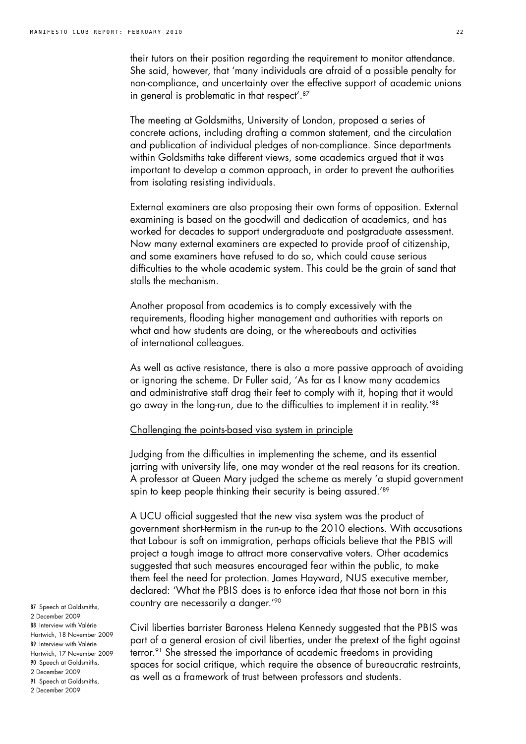their tutors on their position regarding the requirement to monitor attendance. She said, however, that 'many individuals are afraid of a possible penalty for non-compliance, and uncertainty over the effective support of academic unions in general is problematic in that respect'.[87]

The meeting at Goldsmiths, University of London, proposed a series of concrete actions, including drafting a common statement, and the circulation and publication of individual pledges of non-compliance. Since departments within Goldsmiths take different views, some academics argued that it was important to develop a common approach, in order to prevent the authorities from isolating resisting individuals.

External examiners are also proposing their own forms of opposition. External examining is based on the goodwill and dedication of academics, and has worked for decades to support undergraduate and postgraduate assessment. Now many external examiners are expected to provide proof of citizenship, and some examiners have refused to do so, which could cause serious difficulties to the whole academic system. This could be the grain of sand that stalls the mechanism.

Another proposal from academics is to comply excessively with the requirements, flooding higher management and authorities with reports on what and how students are doing, or the whereabouts and activities of international colleagues.

As well as active resistance, there is also a more passive approach of avoiding or ignoring the scheme. Dr Fuller said, 'As far as I know many academics and administrative staff drag their feet to comply with it, hoping that it would go away in the long-run, due to the difficulties to implement it in reality.'[88]

## Challenging the points-based visa system in principle

Judging from the difficulties in implementing the scheme, and its essential jarring with university life, one may wonder at the real reasons for its creation. A professor at Queen Mary judged the scheme as merely 'a stupid government spin to keep people thinking their security is being assured.'[89]

A UCU official suggested that the new visa system was the product of government short-termism in the run-up to the 2010 elections. With accusations that Labour is soft on immigration, perhaps officials believe that the PBIS will project a tough image to attract more conservative voters. Other academics suggested that such measures encouraged fear within the public, to make them feel the need for protection. James Hayward, NUS executive member, declared: 'What the PBIS does is to enforce idea that those not born in this country are necessarily a danger.'[90]

Civil liberties barrister Baroness Helena Kennedy suggested that the PBIS was part of a general erosion of civil liberties, under the pretext of the fight against terror.[91] She stressed the importance of academic freedoms in providing spaces for social critique, which require the absence of bureaucratic restraints, as well as a framework of trust between professors and students.

87 Speech at Goldsmiths, 2 December 2009
88 Interview with Valérie Hartwich, 18 November 2009
89 Interview with Valérie Hartwich, 17 November 2009
90 Speech at Goldsmiths, 2 December 2009
91 Speech at Goldsmiths, 2 December 2009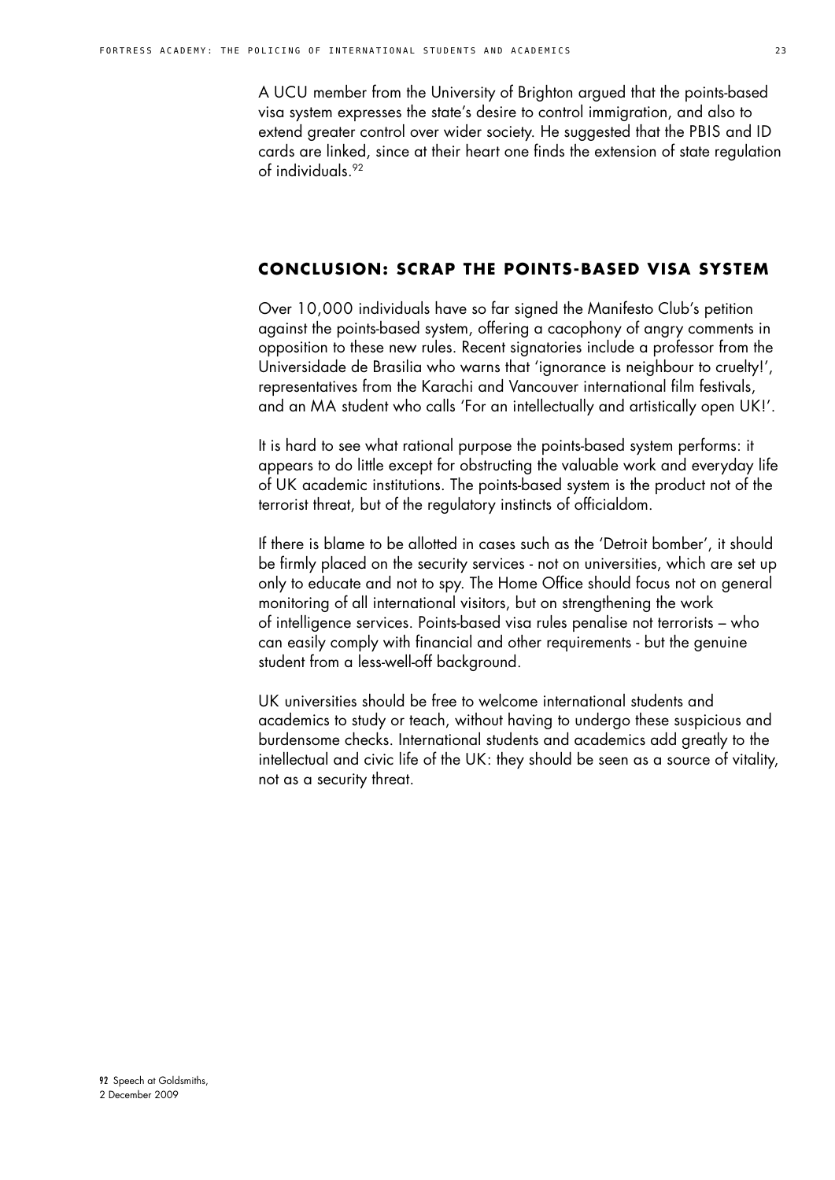A UCU member from the University of Brighton argued that the points-based visa system expresses the state's desire to control immigration, and also to extend greater control over wider society. He suggested that the PBIS and ID cards are linked, since at their heart one finds the extension of state regulation of individuals.[92]

## CONCLUSION: SCRAP THE POINTS-BASED VISA SYSTEM

Over 10,000 individuals have so far signed the Manifesto Club's petition against the points-based system, offering a cacophony of angry comments in opposition to these new rules. Recent signatories include a professor from the Universidade de Brasilia who warns that 'ignorance is neighbour to cruelty!', representatives from the Karachi and Vancouver international film festivals, and an MA student who calls 'For an intellectually and artistically open UK!'.

It is hard to see what rational purpose the points-based system performs: it appears to do little except for obstructing the valuable work and everyday life of UK academic institutions. The points-based system is the product not of the terrorist threat, but of the regulatory instincts of officialdom.

If there is blame to be allotted in cases such as the 'Detroit bomber', it should be firmly placed on the security services - not on universities, which are set up only to educate and not to spy. The Home Office should focus not on general monitoring of all international visitors, but on strengthening the work of intelligence services. Points-based visa rules penalise not terrorists – who can easily comply with financial and other requirements - but the genuine student from a less-well-off background.

UK universities should be free to welcome international students and academics to study or teach, without having to undergo these suspicious and burdensome checks. International students and academics add greatly to the intellectual and civic life of the UK: they should be seen as a source of vitality, not as a security threat.

92 Speech at Goldsmiths, 2 December 2009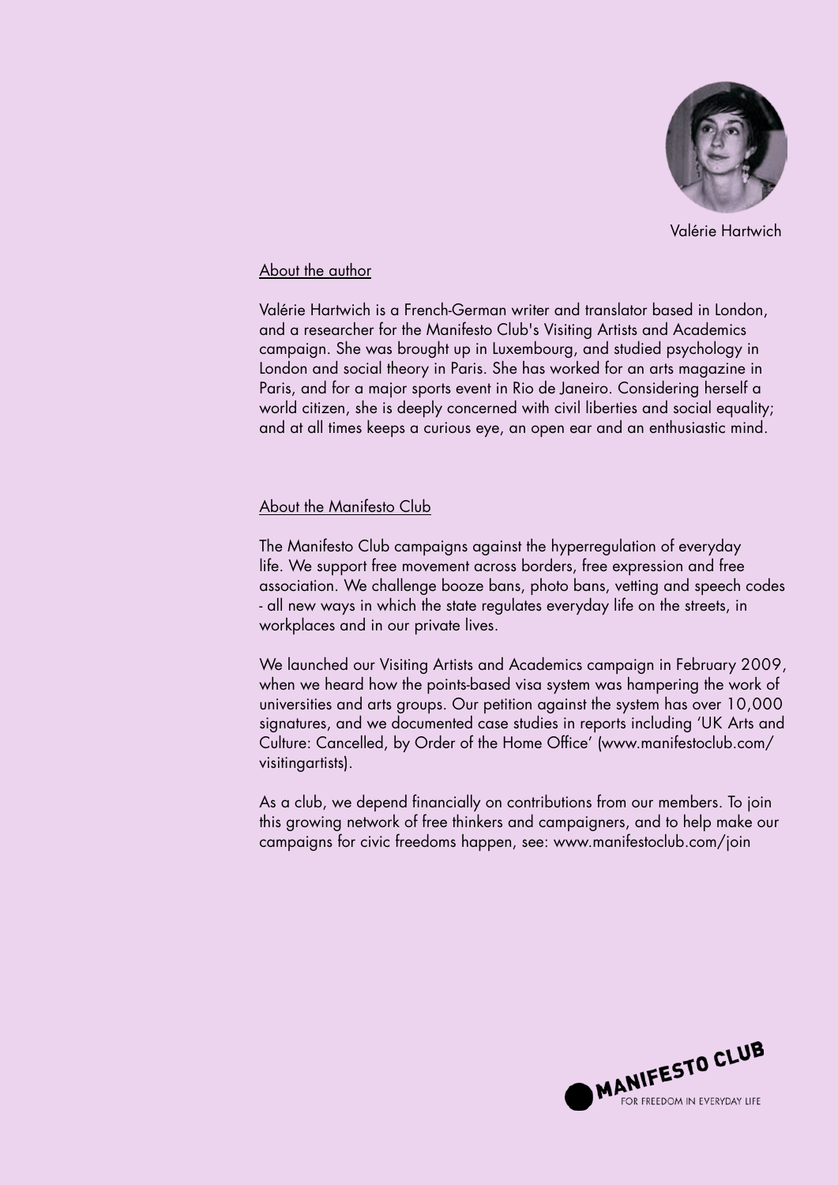Valérie Hartwich

## About the author

Valérie Hartwich is a French-German writer and translator based in London, and a researcher for the Manifesto Club's Visiting Artists and Academics campaign. She was brought up in Luxembourg, and studied psychology in London and social theory in Paris. She has worked for an arts magazine in Paris, and for a major sports event in Rio de Janeiro. Considering herself a world citizen, she is deeply concerned with civil liberties and social equality; and at all times keeps a curious eye, an open ear and an enthusiastic mind.

## About the Manifesto Club

The Manifesto Club campaigns against the hyperregulation of everyday life. We support free movement across borders, free expression and free association. We challenge booze bans, photo bans, vetting and speech codes - all new ways in which the state regulates everyday life on the streets, in workplaces and in our private lives.

We launched our Visiting Artists and Academics campaign in February 2009, when we heard how the points-based visa system was hampering the work of universities and arts groups. Our petition against the system has over 10,000 signatures, and we documented case studies in reports including 'UK Arts and Culture: Cancelled, by Order of the Home Office' (www.manifestoclub.com/visitingartists).

As a club, we depend financially on contributions from our members. To join this growing network of free thinkers and campaigners, and to help make our campaigns for civic freedoms happen, see: www.manifestoclub.com/join

MANIFESTO CLUB
FOR FREEDOM IN EVERYDAY LIFE